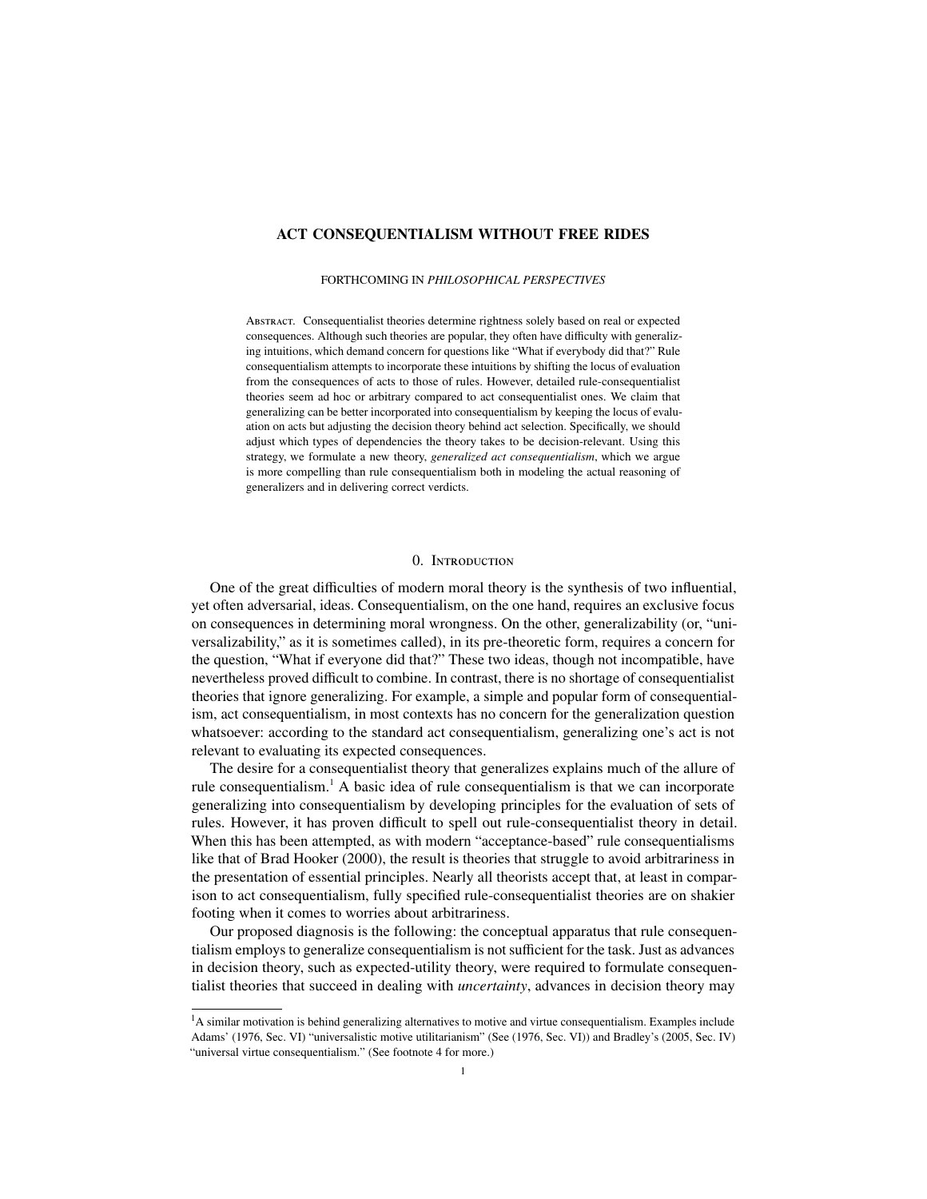# ACT CONSEQUENTIALISM WITHOUT FREE RIDES

FORTHCOMING IN *PHILOSOPHICAL PERSPECTIVES*

Abstract. Consequentialist theories determine rightness solely based on real or expected consequences. Although such theories are popular, they often have difficulty with generalizing intuitions, which demand concern for questions like "What if everybody did that?" Rule consequentialism attempts to incorporate these intuitions by shifting the locus of evaluation from the consequences of acts to those of rules. However, detailed rule-consequentialist theories seem ad hoc or arbitrary compared to act consequentialist ones. We claim that generalizing can be better incorporated into consequentialism by keeping the locus of evaluation on acts but adjusting the decision theory behind act selection. Specifically, we should adjust which types of dependencies the theory takes to be decision-relevant. Using this strategy, we formulate a new theory, *generalized act consequentialism*, which we argue is more compelling than rule consequentialism both in modeling the actual reasoning of generalizers and in delivering correct verdicts.

## 0. Introduction

One of the great difficulties of modern moral theory is the synthesis of two influential, yet often adversarial, ideas. Consequentialism, on the one hand, requires an exclusive focus on consequences in determining moral wrongness. On the other, generalizability (or, "universalizability," as it is sometimes called), in its pre-theoretic form, requires a concern for the question, "What if everyone did that?" These two ideas, though not incompatible, have nevertheless proved difficult to combine. In contrast, there is no shortage of consequentialist theories that ignore generalizing. For example, a simple and popular form of consequentialism, act consequentialism, in most contexts has no concern for the generalization question whatsoever: according to the standard act consequentialism, generalizing one's act is not relevant to evaluating its expected consequences.

The desire for a consequentialist theory that generalizes explains much of the allure of rule consequentialism.[1] A basic idea of rule consequentialism is that we can incorporate generalizing into consequentialism by developing principles for the evaluation of sets of rules. However, it has proven difficult to spell out rule-consequentialist theory in detail. When this has been attempted, as with modern "acceptance-based" rule consequentialisms like that of Brad Hooker (2000), the result is theories that struggle to avoid arbitrariness in the presentation of essential principles. Nearly all theorists accept that, at least in comparison to act consequentialism, fully specified rule-consequentialist theories are on shakier footing when it comes to worries about arbitrariness.

Our proposed diagnosis is the following: the conceptual apparatus that rule consequentialism employs to generalize consequentialism is not sufficient for the task. Just as advances in decision theory, such as expected-utility theory, were required to formulate consequentialist theories that succeed in dealing with *uncertainty*, advances in decision theory may

[1] A similar motivation is behind generalizing alternatives to motive and virtue consequentialism. Examples include Adams' (1976, Sec. VI) "universalistic motive utilitarianism" (See (1976, Sec. VI)) and Bradley's (2005, Sec. IV) "universal virtue consequentialism." (See footnote 4 for more.)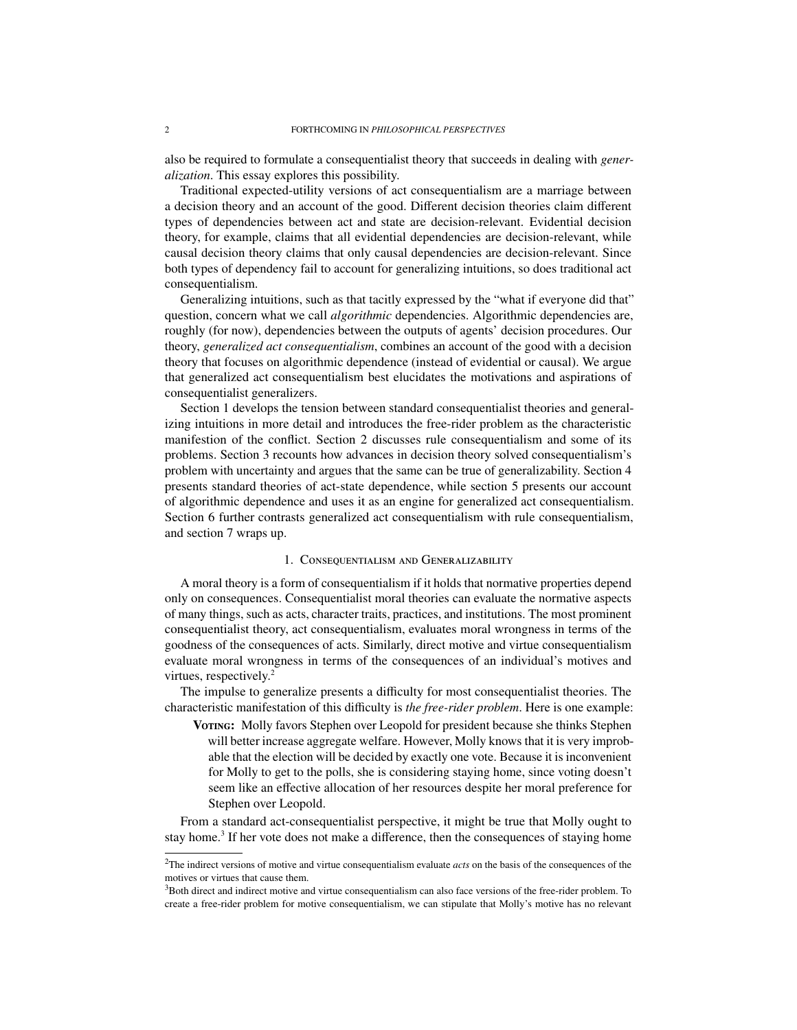also be required to formulate a consequentialist theory that succeeds in dealing with *generalization*. This essay explores this possibility.

Traditional expected-utility versions of act consequentialism are a marriage between a decision theory and an account of the good. Different decision theories claim different types of dependencies between act and state are decision-relevant. Evidential decision theory, for example, claims that all evidential dependencies are decision-relevant, while causal decision theory claims that only causal dependencies are decision-relevant. Since both types of dependency fail to account for generalizing intuitions, so does traditional act consequentialism.

Generalizing intuitions, such as that tacitly expressed by the "what if everyone did that" question, concern what we call *algorithmic* dependencies. Algorithmic dependencies are, roughly (for now), dependencies between the outputs of agents' decision procedures. Our theory, *generalized act consequentialism*, combines an account of the good with a decision theory that focuses on algorithmic dependence (instead of evidential or causal). We argue that generalized act consequentialism best elucidates the motivations and aspirations of consequentialist generalizers.

Section 1 develops the tension between standard consequentialist theories and generalizing intuitions in more detail and introduces the free-rider problem as the characteristic manifestion of the conflict. Section 2 discusses rule consequentialism and some of its problems. Section 3 recounts how advances in decision theory solved consequentialism's problem with uncertainty and argues that the same can be true of generalizability. Section 4 presents standard theories of act-state dependence, while section 5 presents our account of algorithmic dependence and uses it as an engine for generalized act consequentialism. Section 6 further contrasts generalized act consequentialism with rule consequentialism, and section 7 wraps up.

## 1. Consequentialism and Generalizability

A moral theory is a form of consequentialism if it holds that normative properties depend only on consequences. Consequentialist moral theories can evaluate the normative aspects of many things, such as acts, character traits, practices, and institutions. The most prominent consequentialist theory, act consequentialism, evaluates moral wrongness in terms of the goodness of the consequences of acts. Similarly, direct motive and virtue consequentialism evaluate moral wrongness in terms of the consequences of an individual's motives and virtues, respectively.[2]

The impulse to generalize presents a difficulty for most consequentialist theories. The characteristic manifestation of this difficulty is *the free-rider problem*. Here is one example:

> **Voting:** Molly favors Stephen over Leopold for president because she thinks Stephen will better increase aggregate welfare. However, Molly knows that it is very improbable that the election will be decided by exactly one vote. Because it is inconvenient for Molly to get to the polls, she is considering staying home, since voting doesn't seem like an effective allocation of her resources despite her moral preference for Stephen over Leopold.

From a standard act-consequentialist perspective, it might be true that Molly ought to stay home.[3] If her vote does not make a difference, then the consequences of staying home

[2] The indirect versions of motive and virtue consequentialism evaluate *acts* on the basis of the consequences of the motives or virtues that cause them.

[3] Both direct and indirect motive and virtue consequentialism can also face versions of the free-rider problem. To create a free-rider problem for motive consequentialism, we can stipulate that Molly's motive has no relevant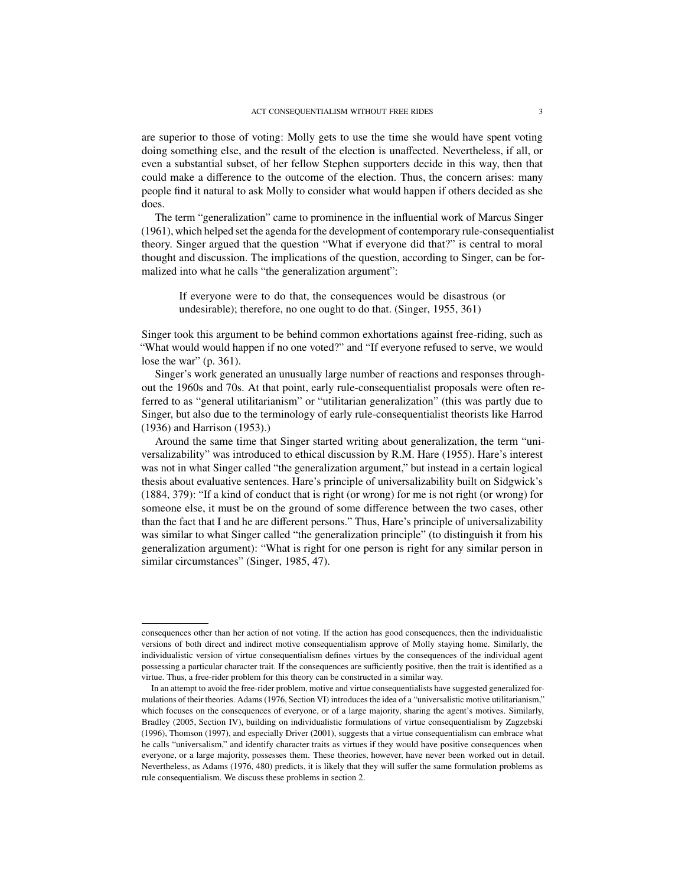are superior to those of voting: Molly gets to use the time she would have spent voting doing something else, and the result of the election is unaffected. Nevertheless, if all, or even a substantial subset, of her fellow Stephen supporters decide in this way, then that could make a difference to the outcome of the election. Thus, the concern arises: many people find it natural to ask Molly to consider what would happen if others decided as she does.

The term "generalization" came to prominence in the influential work of Marcus Singer (1961), which helped set the agenda for the development of contemporary rule-consequentialist theory. Singer argued that the question "What if everyone did that?" is central to moral thought and discussion. The implications of the question, according to Singer, can be formalized into what he calls "the generalization argument":

> If everyone were to do that, the consequences would be disastrous (or undesirable); therefore, no one ought to do that. (Singer, 1955, 361)

Singer took this argument to be behind common exhortations against free-riding, such as "What would would happen if no one voted?" and "If everyone refused to serve, we would lose the war" (p. 361).

Singer's work generated an unusually large number of reactions and responses throughout the 1960s and 70s. At that point, early rule-consequentialist proposals were often referred to as "general utilitarianism" or "utilitarian generalization" (this was partly due to Singer, but also due to the terminology of early rule-consequentialist theorists like Harrod (1936) and Harrison (1953).)

Around the same time that Singer started writing about generalization, the term "universalizability" was introduced to ethical discussion by R.M. Hare (1955). Hare's interest was not in what Singer called "the generalization argument," but instead in a certain logical thesis about evaluative sentences. Hare's principle of universalizability built on Sidgwick's (1884, 379): "If a kind of conduct that is right (or wrong) for me is not right (or wrong) for someone else, it must be on the ground of some difference between the two cases, other than the fact that I and he are different persons." Thus, Hare's principle of universalizability was similar to what Singer called "the generalization principle" (to distinguish it from his generalization argument): "What is right for one person is right for any similar person in similar circumstances" (Singer, 1985, 47).

---

consequences other than her action of not voting. If the action has good consequences, then the individualistic versions of both direct and indirect motive consequentialism approve of Molly staying home. Similarly, the individualistic version of virtue consequentialism defines virtues by the consequences of the individual agent possessing a particular character trait. If the consequences are sufficiently positive, then the trait is identified as a virtue. Thus, a free-rider problem for this theory can be constructed in a similar way.

In an attempt to avoid the free-rider problem, motive and virtue consequentialists have suggested generalized formulations of their theories. Adams (1976, Section VI) introduces the idea of a "universalistic motive utilitarianism," which focuses on the consequences of everyone, or of a large majority, sharing the agent's motives. Similarly, Bradley (2005, Section IV), building on individualistic formulations of virtue consequentialism by Zagzebski (1996), Thomson (1997), and especially Driver (2001), suggests that a virtue consequentialism can embrace what he calls "universalism," and identify character traits as virtues if they would have positive consequences when everyone, or a large majority, possesses them. These theories, however, have never been worked out in detail. Nevertheless, as Adams (1976, 480) predicts, it is likely that they will suffer the same formulation problems as rule consequentialism. We discuss these problems in section 2.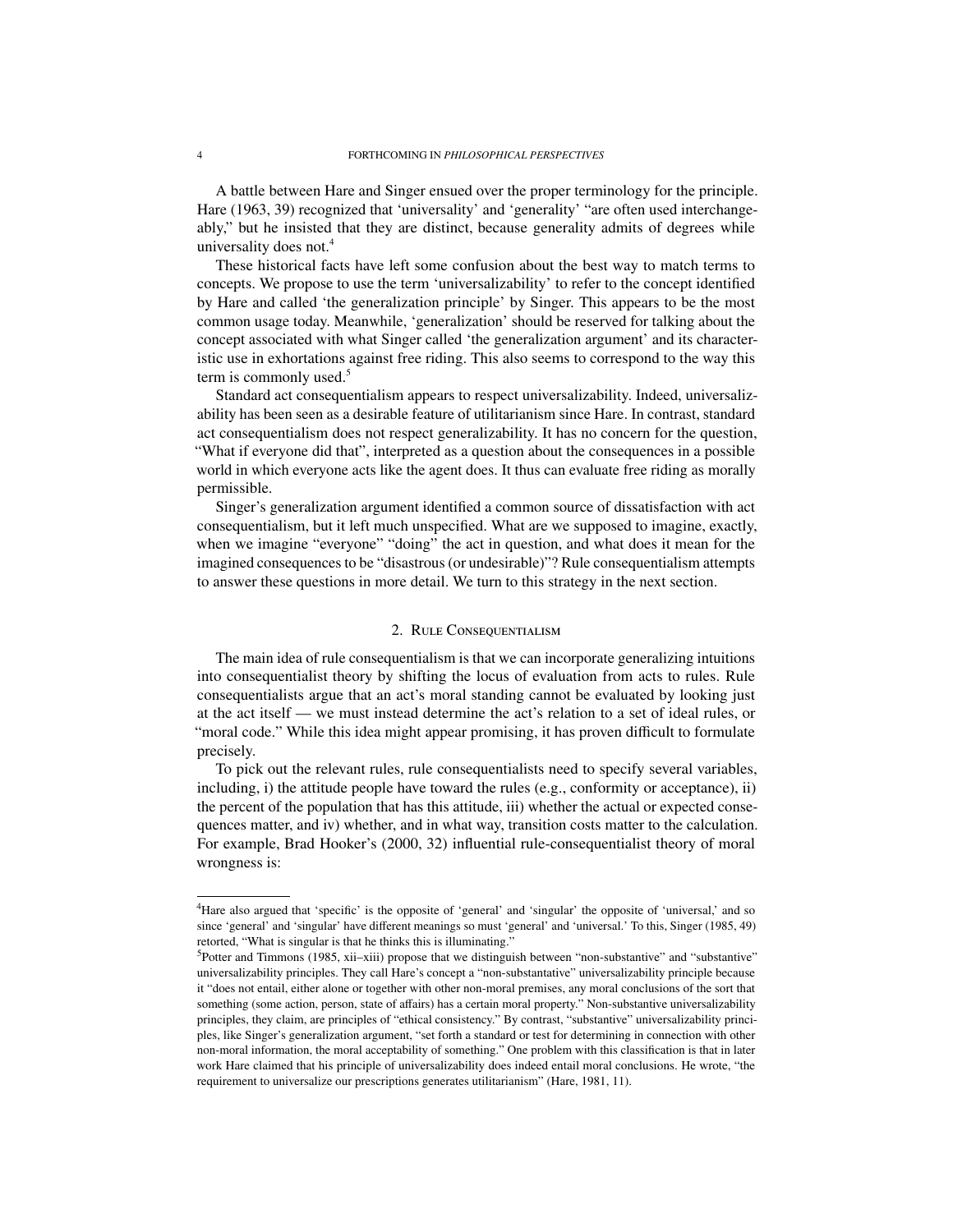A battle between Hare and Singer ensued over the proper terminology for the principle. Hare (1963, 39) recognized that 'universality' and 'generality' "are often used interchangeably," but he insisted that they are distinct, because generality admits of degrees while universality does not.[4]

These historical facts have left some confusion about the best way to match terms to concepts. We propose to use the term 'universalizability' to refer to the concept identified by Hare and called 'the generalization principle' by Singer. This appears to be the most common usage today. Meanwhile, 'generalization' should be reserved for talking about the concept associated with what Singer called 'the generalization argument' and its characteristic use in exhortations against free riding. This also seems to correspond to the way this term is commonly used.[5]

Standard act consequentialism appears to respect universalizability. Indeed, universalizability has been seen as a desirable feature of utilitarianism since Hare. In contrast, standard act consequentialism does not respect generalizability. It has no concern for the question, "What if everyone did that", interpreted as a question about the consequences in a possible world in which everyone acts like the agent does. It thus can evaluate free riding as morally permissible.

Singer's generalization argument identified a common source of dissatisfaction with act consequentialism, but it left much unspecified. What are we supposed to imagine, exactly, when we imagine "everyone" "doing" the act in question, and what does it mean for the imagined consequences to be "disastrous (or undesirable)"? Rule consequentialism attempts to answer these questions in more detail. We turn to this strategy in the next section.

## 2. Rule Consequentialism

The main idea of rule consequentialism is that we can incorporate generalizing intuitions into consequentialist theory by shifting the locus of evaluation from acts to rules. Rule consequentialists argue that an act's moral standing cannot be evaluated by looking just at the act itself — we must instead determine the act's relation to a set of ideal rules, or "moral code." While this idea might appear promising, it has proven difficult to formulate precisely.

To pick out the relevant rules, rule consequentialists need to specify several variables, including, i) the attitude people have toward the rules (e.g., conformity or acceptance), ii) the percent of the population that has this attitude, iii) whether the actual or expected consequences matter, and iv) whether, and in what way, transition costs matter to the calculation. For example, Brad Hooker's (2000, 32) influential rule-consequentialist theory of moral wrongness is:

---

[4] Hare also argued that 'specific' is the opposite of 'general' and 'singular' the opposite of 'universal,' and so since 'general' and 'singular' have different meanings so must 'general' and 'universal.' To this, Singer (1985, 49) retorted, "What is singular is that he thinks this is illuminating."

[5] Potter and Timmons (1985, xii–xiii) propose that we distinguish between "non-substantive" and "substantive" universalizability principles. They call Hare's concept a "non-substantative" universalizability principle because it "does not entail, either alone or together with other non-moral premises, any moral conclusions of the sort that something (some action, person, state of affairs) has a certain moral property." Non-substantive universalizability principles, they claim, are principles of "ethical consistency." By contrast, "substantive" universalizability principles, like Singer's generalization argument, "set forth a standard or test for determining in connection with other non-moral information, the moral acceptability of something." One problem with this classification is that in later work Hare claimed that his principle of universalizability does indeed entail moral conclusions. He wrote, "the requirement to universalize our prescriptions generates utilitarianism" (Hare, 1981, 11).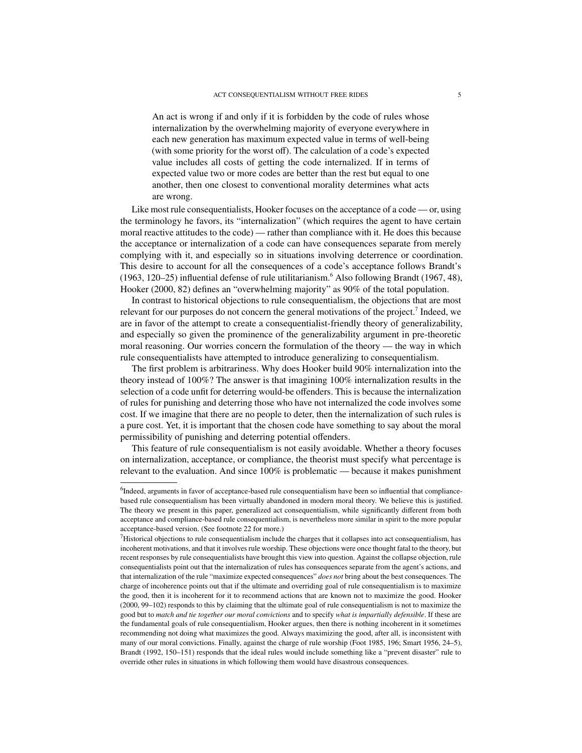> An act is wrong if and only if it is forbidden by the code of rules whose internalization by the overwhelming majority of everyone everywhere in each new generation has maximum expected value in terms of well-being (with some priority for the worst off). The calculation of a code's expected value includes all costs of getting the code internalized. If in terms of expected value two or more codes are better than the rest but equal to one another, then one closest to conventional morality determines what acts are wrong.

Like most rule consequentialists, Hooker focuses on the acceptance of a code — or, using the terminology he favors, its "internalization" (which requires the agent to have certain moral reactive attitudes to the code) — rather than compliance with it. He does this because the acceptance or internalization of a code can have consequences separate from merely complying with it, and especially so in situations involving deterrence or coordination. This desire to account for all the consequences of a code's acceptance follows Brandt's (1963, 120–25) influential defense of rule utilitarianism.[6] Also following Brandt (1967, 48), Hooker (2000, 82) defines an "overwhelming majority" as 90% of the total population.

In contrast to historical objections to rule consequentialism, the objections that are most relevant for our purposes do not concern the general motivations of the project.[7] Indeed, we are in favor of the attempt to create a consequentialist-friendly theory of generalizability, and especially so given the prominence of the generalizability argument in pre-theoretic moral reasoning. Our worries concern the formulation of the theory — the way in which rule consequentialists have attempted to introduce generalizing to consequentialism.

The first problem is arbitrariness. Why does Hooker build 90% internalization into the theory instead of 100%? The answer is that imagining 100% internalization results in the selection of a code unfit for deterring would-be offenders. This is because the internalization of rules for punishing and deterring those who have not internalized the code involves some cost. If we imagine that there are no people to deter, then the internalization of such rules is a pure cost. Yet, it is important that the chosen code have something to say about the moral permissibility of punishing and deterring potential offenders.

This feature of rule consequentialism is not easily avoidable. Whether a theory focuses on internalization, acceptance, or compliance, the theorist must specify what percentage is relevant to the evaluation. And since 100% is problematic — because it makes punishment

[6] Indeed, arguments in favor of acceptance-based rule consequentialism have been so influential that compliance-based rule consequentialism has been virtually abandoned in modern moral theory. We believe this is justified. The theory we present in this paper, generalized act consequentialism, while significantly different from both acceptance and compliance-based rule consequentialism, is nevertheless more similar in spirit to the more popular acceptance-based version. (See footnote 22 for more.)

[7] Historical objections to rule consequentialism include the charges that it collapses into act consequentialism, has incoherent motivations, and that it involves rule worship. These objections were once thought fatal to the theory, but recent responses by rule consequentialists have brought this view into question. Against the collapse objection, rule consequentialists point out that the internalization of rules has consequences separate from the agent's actions, and that internalization of the rule "maximize expected consequences" *does not* bring about the best consequences. The charge of incoherence points out that if the ultimate and overriding goal of rule consequentialism is to maximize the good, then it is incoherent for it to recommend actions that are known not to maximize the good. Hooker (2000, 99–102) responds to this by claiming that the ultimate goal of rule consequentialism is not to maximize the good but to *match and tie together our moral convictions* and to specify *what is impartially defensible*. If these are the fundamental goals of rule consequentialism, Hooker argues, then there is nothing incoherent in it sometimes recommending not doing what maximizes the good. Always maximizing the good, after all, is inconsistent with many of our moral convictions. Finally, against the charge of rule worship (Foot 1985, 196; Smart 1956, 24–5), Brandt (1992, 150–151) responds that the ideal rules would include something like a "prevent disaster" rule to override other rules in situations in which following them would have disastrous consequences.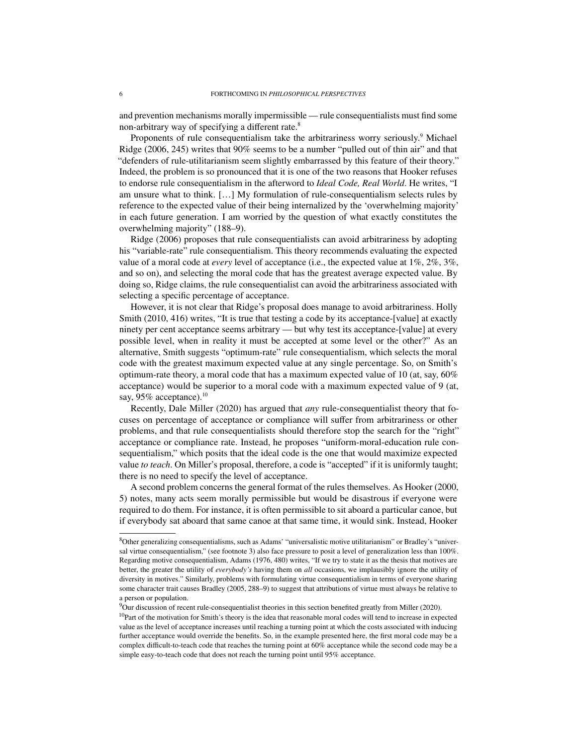and prevention mechanisms morally impermissible — rule consequentialists must find some non-arbitrary way of specifying a different rate.[8]

Proponents of rule consequentialism take the arbitrariness worry seriously.[9] Michael Ridge (2006, 245) writes that 90% seems to be a number "pulled out of thin air" and that "defenders of rule-utilitarianism seem slightly embarrassed by this feature of their theory." Indeed, the problem is so pronounced that it is one of the two reasons that Hooker refuses to endorse rule consequentialism in the afterword to *Ideal Code, Real World*. He writes, "I am unsure what to think. […] My formulation of rule-consequentialism selects rules by reference to the expected value of their being internalized by the 'overwhelming majority' in each future generation. I am worried by the question of what exactly constitutes the overwhelming majority" (188–9).

Ridge (2006) proposes that rule consequentialists can avoid arbitrariness by adopting his "variable-rate" rule consequentialism. This theory recommends evaluating the expected value of a moral code at *every* level of acceptance (i.e., the expected value at 1%, 2%, 3%, and so on), and selecting the moral code that has the greatest average expected value. By doing so, Ridge claims, the rule consequentialist can avoid the arbitrariness associated with selecting a specific percentage of acceptance.

However, it is not clear that Ridge's proposal does manage to avoid arbitrariness. Holly Smith (2010, 416) writes, "It is true that testing a code by its acceptance-[value] at exactly ninety per cent acceptance seems arbitrary — but why test its acceptance-[value] at every possible level, when in reality it must be accepted at some level or the other?" As an alternative, Smith suggests "optimum-rate" rule consequentialism, which selects the moral code with the greatest maximum expected value at any single percentage. So, on Smith's optimum-rate theory, a moral code that has a maximum expected value of 10 (at, say, 60% acceptance) would be superior to a moral code with a maximum expected value of 9 (at, say, 95% acceptance).[10]

Recently, Dale Miller (2020) has argued that *any* rule-consequentialist theory that focuses on percentage of acceptance or compliance will suffer from arbitrariness or other problems, and that rule consequentialists should therefore stop the search for the "right" acceptance or compliance rate. Instead, he proposes "uniform-moral-education rule consequentialism," which posits that the ideal code is the one that would maximize expected value *to teach*. On Miller's proposal, therefore, a code is "accepted" if it is uniformly taught; there is no need to specify the level of acceptance.

A second problem concerns the general format of the rules themselves. As Hooker (2000, 5) notes, many acts seem morally permissible but would be disastrous if everyone were required to do them. For instance, it is often permissible to sit aboard a particular canoe, but if everybody sat aboard that same canoe at that same time, it would sink. Instead, Hooker

---

[8] Other generalizing consequentialisms, such as Adams' "universalistic motive utilitarianism" or Bradley's "universal virtue consequentialism," (see footnote 3) also face pressure to posit a level of generalization less than 100%. Regarding motive consequentialism, Adams (1976, 480) writes, "If we try to state it as the thesis that motives are better, the greater the utility of *everybody's* having them on *all* occasions, we implausibly ignore the utility of diversity in motives." Similarly, problems with formulating virtue consequentialism in terms of everyone sharing some character trait causes Bradley (2005, 288–9) to suggest that attributions of virtue must always be relative to a person or population.

[9] Our discussion of recent rule-consequentialist theories in this section benefited greatly from Miller (2020).

[10] Part of the motivation for Smith's theory is the idea that reasonable moral codes will tend to increase in expected value as the level of acceptance increases until reaching a turning point at which the costs associated with inducing further acceptance would override the benefits. So, in the example presented here, the first moral code may be a complex difficult-to-teach code that reaches the turning point at 60% acceptance while the second code may be a simple easy-to-teach code that does not reach the turning point until 95% acceptance.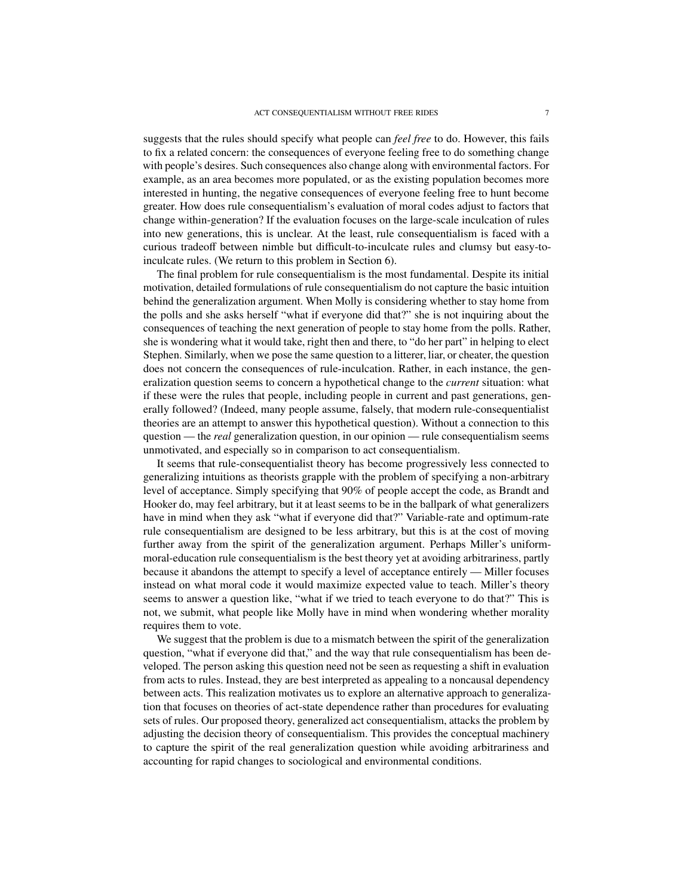suggests that the rules should specify what people can *feel free* to do. However, this fails to fix a related concern: the consequences of everyone feeling free to do something change with people's desires. Such consequences also change along with environmental factors. For example, as an area becomes more populated, or as the existing population becomes more interested in hunting, the negative consequences of everyone feeling free to hunt become greater. How does rule consequentialism's evaluation of moral codes adjust to factors that change within-generation? If the evaluation focuses on the large-scale inculcation of rules into new generations, this is unclear. At the least, rule consequentialism is faced with a curious tradeoff between nimble but difficult-to-inculcate rules and clumsy but easy-to-inculcate rules. (We return to this problem in Section 6).

The final problem for rule consequentialism is the most fundamental. Despite its initial motivation, detailed formulations of rule consequentialism do not capture the basic intuition behind the generalization argument. When Molly is considering whether to stay home from the polls and she asks herself "what if everyone did that?" she is not inquiring about the consequences of teaching the next generation of people to stay home from the polls. Rather, she is wondering what it would take, right then and there, to "do her part" in helping to elect Stephen. Similarly, when we pose the same question to a litterer, liar, or cheater, the question does not concern the consequences of rule-inculcation. Rather, in each instance, the generalization question seems to concern a hypothetical change to the *current* situation: what if these were the rules that people, including people in current and past generations, generally followed? (Indeed, many people assume, falsely, that modern rule-consequentialist theories are an attempt to answer this hypothetical question). Without a connection to this question — the *real* generalization question, in our opinion — rule consequentialism seems unmotivated, and especially so in comparison to act consequentialism.

It seems that rule-consequentialist theory has become progressively less connected to generalizing intuitions as theorists grapple with the problem of specifying a non-arbitrary level of acceptance. Simply specifying that 90% of people accept the code, as Brandt and Hooker do, may feel arbitrary, but it at least seems to be in the ballpark of what generalizers have in mind when they ask "what if everyone did that?" Variable-rate and optimum-rate rule consequentialism are designed to be less arbitrary, but this is at the cost of moving further away from the spirit of the generalization argument. Perhaps Miller's uniform-moral-education rule consequentialism is the best theory yet at avoiding arbitrariness, partly because it abandons the attempt to specify a level of acceptance entirely — Miller focuses instead on what moral code it would maximize expected value to teach. Miller's theory seems to answer a question like, "what if we tried to teach everyone to do that?" This is not, we submit, what people like Molly have in mind when wondering whether morality requires them to vote.

We suggest that the problem is due to a mismatch between the spirit of the generalization question, "what if everyone did that," and the way that rule consequentialism has been developed. The person asking this question need not be seen as requesting a shift in evaluation from acts to rules. Instead, they are best interpreted as appealing to a noncausal dependency between acts. This realization motivates us to explore an alternative approach to generalization that focuses on theories of act-state dependence rather than procedures for evaluating sets of rules. Our proposed theory, generalized act consequentialism, attacks the problem by adjusting the decision theory of consequentialism. This provides the conceptual machinery to capture the spirit of the real generalization question while avoiding arbitrariness and accounting for rapid changes to sociological and environmental conditions.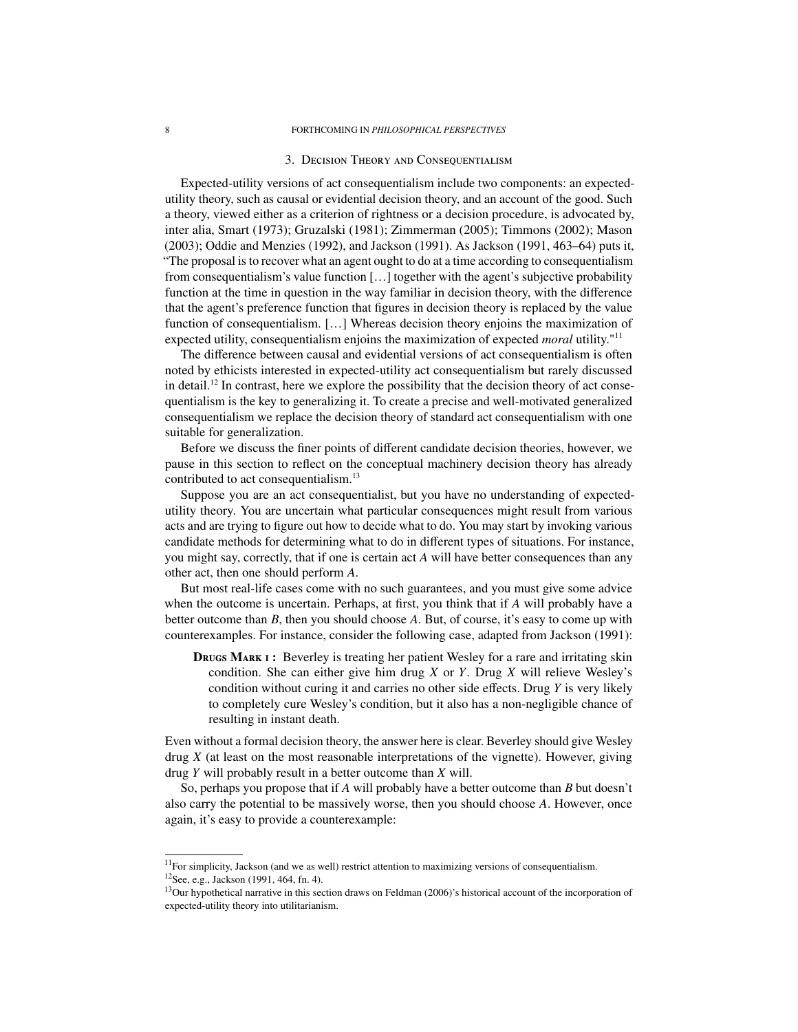## 3. Decision Theory and Consequentialism

Expected-utility versions of act consequentialism include two components: an expected-utility theory, such as causal or evidential decision theory, and an account of the good. Such a theory, viewed either as a criterion of rightness or a decision procedure, is advocated by, inter alia, Smart (1973); Gruzalski (1981); Zimmerman (2005); Timmons (2002); Mason (2003); Oddie and Menzies (1992), and Jackson (1991). As Jackson (1991, 463–64) puts it, "The proposal is to recover what an agent ought to do at a time according to consequentialism from consequentialism's value function […] together with the agent's subjective probability function at the time in question in the way familiar in decision theory, with the difference that the agent's preference function that figures in decision theory is replaced by the value function of consequentialism. […] Whereas decision theory enjoins the maximization of expected utility, consequentialism enjoins the maximization of expected *moral* utility."[11]

The difference between causal and evidential versions of act consequentialism is often noted by ethicists interested in expected-utility act consequentialism but rarely discussed in detail.[12] In contrast, here we explore the possibility that the decision theory of act consequentialism is the key to generalizing it. To create a precise and well-motivated generalized consequentialism we replace the decision theory of standard act consequentialism with one suitable for generalization.

Before we discuss the finer points of different candidate decision theories, however, we pause in this section to reflect on the conceptual machinery decision theory has already contributed to act consequentialism.[13]

Suppose you are an act consequentialist, but you have no understanding of expected-utility theory. You are uncertain what particular consequences might result from various acts and are trying to figure out how to decide what to do. You may start by invoking various candidate methods for determining what to do in different types of situations. For instance, you might say, correctly, that if one is certain act $A$ will have better consequences than any other act, then one should perform $A$.

But most real-life cases come with no such guarantees, and you must give some advice when the outcome is uncertain. Perhaps, at first, you think that if $A$ will probably have a better outcome than $B$, then you should choose $A$. But, of course, it's easy to come up with counterexamples. For instance, consider the following case, adapted from Jackson (1991):

> **Drugs Mark I:** Beverley is treating her patient Wesley for a rare and irritating skin condition. She can either give him drug $X$ or $Y$. Drug $X$ will relieve Wesley's condition without curing it and carries no other side effects. Drug $Y$ is very likely to completely cure Wesley's condition, but it also has a non-negligible chance of resulting in instant death.

Even without a formal decision theory, the answer here is clear. Beverley should give Wesley drug $X$ (at least on the most reasonable interpretations of the vignette). However, giving drug $Y$ will probably result in a better outcome than $X$ will.

So, perhaps you propose that if $A$ will probably have a better outcome than $B$ but doesn't also carry the potential to be massively worse, then you should choose $A$. However, once again, it's easy to provide a counterexample:

---

[11] For simplicity, Jackson (and we as well) restrict attention to maximizing versions of consequentialism.

[12] See, e.g., Jackson (1991, 464, fn. 4).

[13] Our hypothetical narrative in this section draws on Feldman (2006)'s historical account of the incorporation of expected-utility theory into utilitarianism.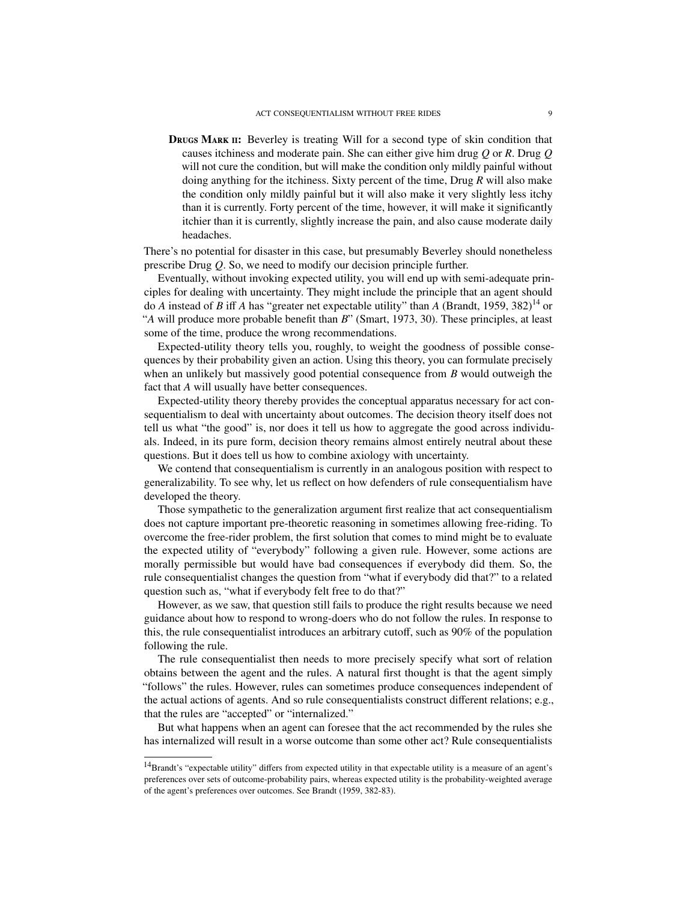**Drugs Mark II:** Beverley is treating Will for a second type of skin condition that causes itchiness and moderate pain. She can either give him drug *Q* or *R*. Drug *Q* will not cure the condition, but will make the condition only mildly painful without doing anything for the itchiness. Sixty percent of the time, Drug *R* will also make the condition only mildly painful but it will also make it very slightly less itchy than it is currently. Forty percent of the time, however, it will make it significantly itchier than it is currently, slightly increase the pain, and also cause moderate daily headaches.

There's no potential for disaster in this case, but presumably Beverley should nonetheless prescribe Drug *Q*. So, we need to modify our decision principle further.

Eventually, without invoking expected utility, you will end up with semi-adequate principles for dealing with uncertainty. They might include the principle that an agent should do *A* instead of *B* iff *A* has "greater net expectable utility" than *A* (Brandt, 1959, 382)[14] or "*A* will produce more probable benefit than *B*" (Smart, 1973, 30). These principles, at least some of the time, produce the wrong recommendations.

Expected-utility theory tells you, roughly, to weight the goodness of possible consequences by their probability given an action. Using this theory, you can formulate precisely when an unlikely but massively good potential consequence from *B* would outweigh the fact that *A* will usually have better consequences.

Expected-utility theory thereby provides the conceptual apparatus necessary for act consequentialism to deal with uncertainty about outcomes. The decision theory itself does not tell us what "the good" is, nor does it tell us how to aggregate the good across individuals. Indeed, in its pure form, decision theory remains almost entirely neutral about these questions. But it does tell us how to combine axiology with uncertainty.

We contend that consequentialism is currently in an analogous position with respect to generalizability. To see why, let us reflect on how defenders of rule consequentialism have developed the theory.

Those sympathetic to the generalization argument first realize that act consequentialism does not capture important pre-theoretic reasoning in sometimes allowing free-riding. To overcome the free-rider problem, the first solution that comes to mind might be to evaluate the expected utility of "everybody" following a given rule. However, some actions are morally permissible but would have bad consequences if everybody did them. So, the rule consequentialist changes the question from "what if everybody did that?" to a related question such as, "what if everybody felt free to do that?"

However, as we saw, that question still fails to produce the right results because we need guidance about how to respond to wrong-doers who do not follow the rules. In response to this, the rule consequentialist introduces an arbitrary cutoff, such as 90% of the population following the rule.

The rule consequentialist then needs to more precisely specify what sort of relation obtains between the agent and the rules. A natural first thought is that the agent simply "follows" the rules. However, rules can sometimes produce consequences independent of the actual actions of agents. And so rule consequentialists construct different relations; e.g., that the rules are "accepted" or "internalized."

But what happens when an agent can foresee that the act recommended by the rules she has internalized will result in a worse outcome than some other act? Rule consequentialists

[14] Brandt's "expectable utility" differs from expected utility in that expectable utility is a measure of an agent's preferences over sets of outcome-probability pairs, whereas expected utility is the probability-weighted average of the agent's preferences over outcomes. See Brandt (1959, 382-83).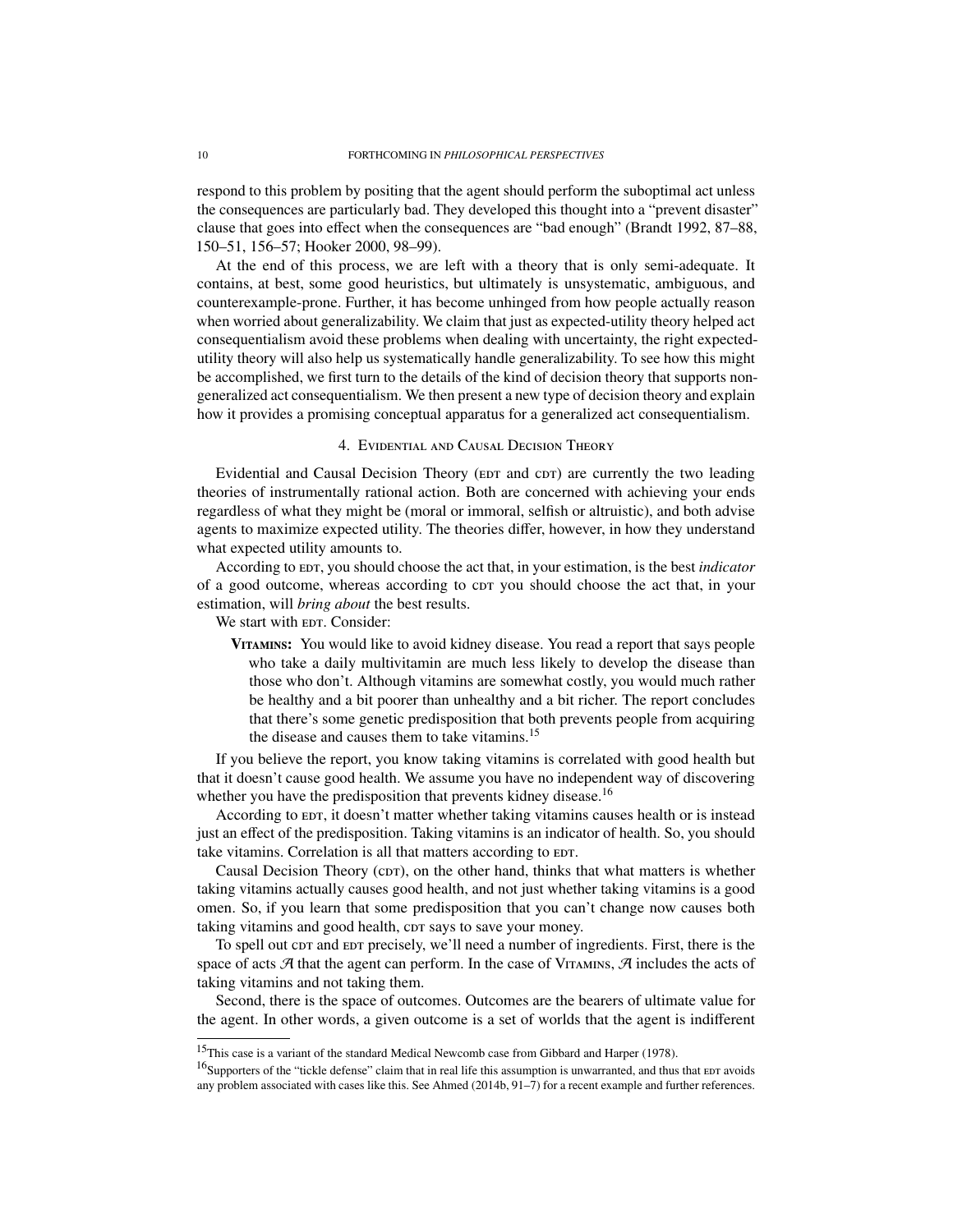respond to this problem by positing that the agent should perform the suboptimal act unless the consequences are particularly bad. They developed this thought into a "prevent disaster" clause that goes into effect when the consequences are "bad enough" (Brandt 1992, 87–88, 150–51, 156–57; Hooker 2000, 98–99).

At the end of this process, we are left with a theory that is only semi-adequate. It contains, at best, some good heuristics, but ultimately is unsystematic, ambiguous, and counterexample-prone. Further, it has become unhinged from how people actually reason when worried about generalizability. We claim that just as expected-utility theory helped act consequentialism avoid these problems when dealing with uncertainty, the right expected-utility theory will also help us systematically handle generalizability. To see how this might be accomplished, we first turn to the details of the kind of decision theory that supports non-generalized act consequentialism. We then present a new type of decision theory and explain how it provides a promising conceptual apparatus for a generalized act consequentialism.

## 4. Evidential and Causal Decision Theory

Evidential and Causal Decision Theory (EDT and CDT) are currently the two leading theories of instrumentally rational action. Both are concerned with achieving your ends regardless of what they might be (moral or immoral, selfish or altruistic), and both advise agents to maximize expected utility. The theories differ, however, in how they understand what expected utility amounts to.

According to EDT, you should choose the act that, in your estimation, is the best *indicator* of a good outcome, whereas according to CDT you should choose the act that, in your estimation, will *bring about* the best results.

We start with EDT. Consider:

> **Vitamins:** You would like to avoid kidney disease. You read a report that says people who take a daily multivitamin are much less likely to develop the disease than those who don't. Although vitamins are somewhat costly, you would much rather be healthy and a bit poorer than unhealthy and a bit richer. The report concludes that there's some genetic predisposition that both prevents people from acquiring the disease and causes them to take vitamins.[15]

If you believe the report, you know taking vitamins is correlated with good health but that it doesn't cause good health. We assume you have no independent way of discovering whether you have the predisposition that prevents kidney disease.[16]

According to EDT, it doesn't matter whether taking vitamins causes health or is instead just an effect of the predisposition. Taking vitamins is an indicator of health. So, you should take vitamins. Correlation is all that matters according to EDT.

Causal Decision Theory (CDT), on the other hand, thinks that what matters is whether taking vitamins actually causes good health, and not just whether taking vitamins is a good omen. So, if you learn that some predisposition that you can't change now causes both taking vitamins and good health, CDT says to save your money.

To spell out CDT and EDT precisely, we'll need a number of ingredients. First, there is the space of acts $\mathcal{A}$ that the agent can perform. In the case of Vitamins, $\mathcal{A}$ includes the acts of taking vitamins and not taking them.

Second, there is the space of outcomes. Outcomes are the bearers of ultimate value for the agent. In other words, a given outcome is a set of worlds that the agent is indifferent

---

[15] This case is a variant of the standard Medical Newcomb case from Gibbard and Harper (1978).

[16] Supporters of the "tickle defense" claim that in real life this assumption is unwarranted, and thus that EDT avoids any problem associated with cases like this. See Ahmed (2014b, 91–7) for a recent example and further references.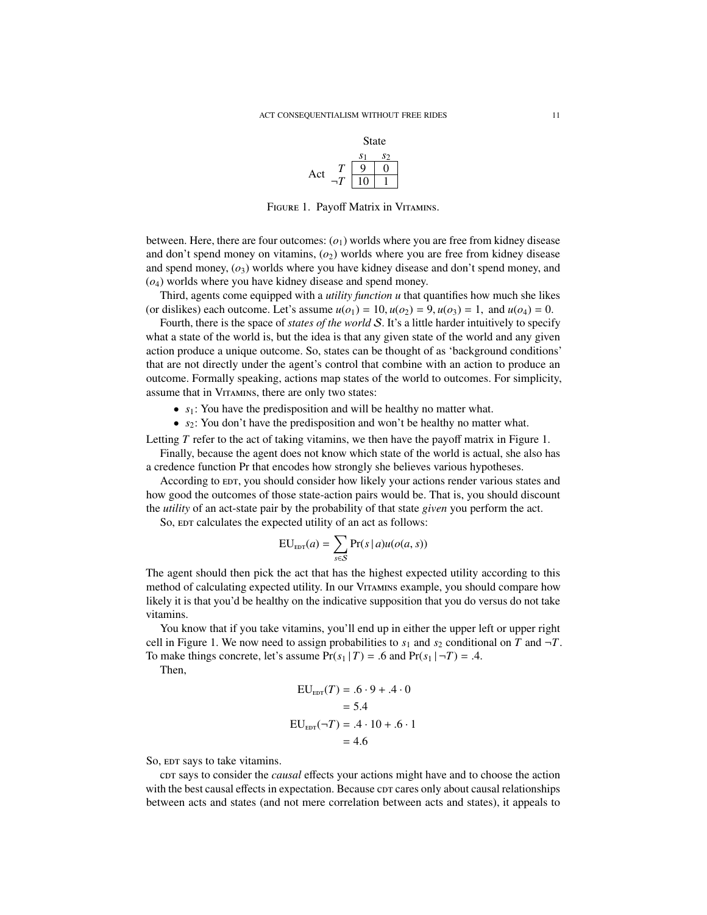| Act | State $s_1$ | State $s_2$ |
|---|---|---|
| $T$ | 9 | 0 |
| $\neg T$ | 10 | 1 |

Figure 1. Payoff Matrix in Vitamins.

between. Here, there are four outcomes: ($o_1$) worlds where you are free from kidney disease and don't spend money on vitamins, ($o_2$) worlds where you are free from kidney disease and spend money, ($o_3$) worlds where you have kidney disease and don't spend money, and ($o_4$) worlds where you have kidney disease and spend money.

Third, agents come equipped with a *utility function* $u$ that quantifies how much she likes (or dislikes) each outcome. Let's assume $u(o_1) = 10, u(o_2) = 9, u(o_3) = 1,$ and $u(o_4) = 0$.

Fourth, there is the space of *states of the world* $\mathcal{S}$. It's a little harder intuitively to specify what a state of the world is, but the idea is that any given state of the world and any given action produce a unique outcome. So, states can be thought of as 'background conditions' that are not directly under the agent's control that combine with an action to produce an outcome. Formally speaking, actions map states of the world to outcomes. For simplicity, assume that in Vitamins, there are only two states:

- $s_1$: You have the predisposition and will be healthy no matter what.
- $s_2$: You don't have the predisposition and won't be healthy no matter what.

Letting $T$ refer to the act of taking vitamins, we then have the payoff matrix in Figure 1.

Finally, because the agent does not know which state of the world is actual, she also has a credence function Pr that encodes how strongly she believes various hypotheses.

According to EDT, you should consider how likely your actions render various states and how good the outcomes of those state-action pairs would be. That is, you should discount the *utility* of an act-state pair by the probability of that state *given* you perform the act.

So, EDT calculates the expected utility of an act as follows:

$$\mathrm{EU}_{\text{EDT}}(a) = \sum_{s \in \mathcal{S}} \Pr(s \mid a) u(o(a, s))$$

The agent should then pick the act that has the highest expected utility according to this method of calculating expected utility. In our Vitamins example, you should compare how likely it is that you'd be healthy on the indicative supposition that you do versus do not take vitamins.

You know that if you take vitamins, you'll end up in either the upper left or upper right cell in Figure 1. We now need to assign probabilities to $s_1$ and $s_2$ conditional on $T$ and $\neg T$. To make things concrete, let's assume $\Pr(s_1 \mid T) = .6$ and $\Pr(s_1 \mid \neg T) = .4$.

Then,

$$\begin{aligned}
\mathrm{EU}_{\text{EDT}}(T) &= .6 \cdot 9 + .4 \cdot 0 \\
&= 5.4 \\
\mathrm{EU}_{\text{EDT}}(\neg T) &= .4 \cdot 10 + .6 \cdot 1 \\
&= 4.6
\end{aligned}$$

So, EDT says to take vitamins.

CDT says to consider the *causal* effects your actions might have and to choose the action with the best causal effects in expectation. Because CDT cares only about causal relationships between acts and states (and not mere correlation between acts and states), it appeals to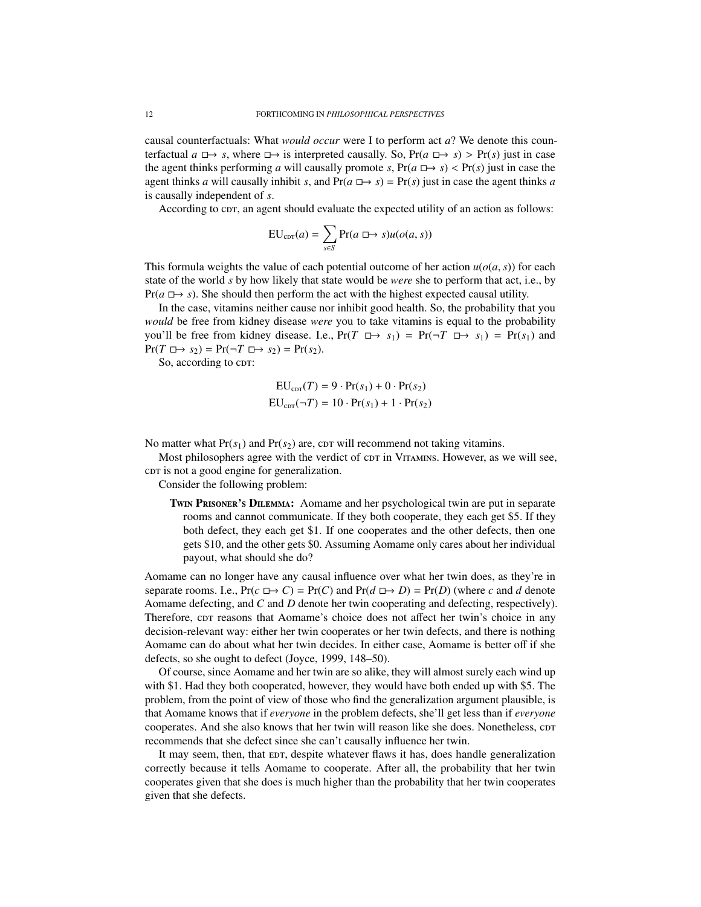causal counterfactuals: What *would occur* were I to perform act $a$? We denote this counterfactual $a \mathrel{\Box\!\!\rightarrow} s$, where $\mathrel{\Box\!\!\rightarrow}$ is interpreted causally. So, $\Pr(a \mathrel{\Box\!\!\rightarrow} s) > \Pr(s)$ just in case the agent thinks performing $a$ will causally promote $s$, $\Pr(a \mathrel{\Box\!\!\rightarrow} s) < \Pr(s)$ just in case the agent thinks $a$ will causally inhibit $s$, and $\Pr(a \mathrel{\Box\!\!\rightarrow} s) = \Pr(s)$ just in case the agent thinks $a$ is causally independent of $s$.

According to CDT, an agent should evaluate the expected utility of an action as follows:

$$\mathrm{EU}_{\text{CDT}}(a) = \sum_{s \in S} \Pr(a \mathrel{\Box\!\!\rightarrow} s) u(o(a, s))$$

This formula weights the value of each potential outcome of her action $u(o(a, s))$ for each state of the world $s$ by how likely that state would be *were* she to perform that act, i.e., by $\Pr(a \mathrel{\Box\!\!\rightarrow} s)$. She should then perform the act with the highest expected causal utility.

In the case, vitamins neither cause nor inhibit good health. So, the probability that you *would* be free from kidney disease *were* you to take vitamins is equal to the probability you'll be free from kidney disease. I.e., $\Pr(T \mathrel{\Box\!\!\rightarrow} s_1) = \Pr(\neg T \mathrel{\Box\!\!\rightarrow} s_1) = \Pr(s_1)$ and $\Pr(T \mathrel{\Box\!\!\rightarrow} s_2) = \Pr(\neg T \mathrel{\Box\!\!\rightarrow} s_2) = \Pr(s_2)$.

So, according to CDT:

$$\mathrm{EU}_{\text{CDT}}(T) = 9 \cdot \Pr(s_1) + 0 \cdot \Pr(s_2)$$
$$\mathrm{EU}_{\text{CDT}}(\neg T) = 10 \cdot \Pr(s_1) + 1 \cdot \Pr(s_2)$$

No matter what $\Pr(s_1)$ and $\Pr(s_2)$ are, CDT will recommend not taking vitamins.

Most philosophers agree with the verdict of CDT in VITAMINS. However, as we will see, CDT is not a good engine for generalization.

Consider the following problem:

> **TWIN PRISONER'S DILEMMA:** Aomame and her psychological twin are put in separate rooms and cannot communicate. If they both cooperate, they each get \$5. If they both defect, they each get \$1. If one cooperates and the other defects, then one gets \$10, and the other gets \$0. Assuming Aomame only cares about her individual payout, what should she do?

Aomame can no longer have any causal influence over what her twin does, as they're in separate rooms. I.e., $\Pr(c \mathrel{\Box\!\!\rightarrow} C) = \Pr(C)$ and $\Pr(d \mathrel{\Box\!\!\rightarrow} D) = \Pr(D)$ (where $c$ and $d$ denote Aomame defecting, and $C$ and $D$ denote her twin cooperating and defecting, respectively). Therefore, CDT reasons that Aomame's choice does not affect her twin's choice in any decision-relevant way: either her twin cooperates or her twin defects, and there is nothing Aomame can do about what her twin decides. In either case, Aomame is better off if she defects, so she ought to defect (Joyce, 1999, 148–50).

Of course, since Aomame and her twin are so alike, they will almost surely each wind up with \$1. Had they both cooperated, however, they would have both ended up with \$5. The problem, from the point of view of those who find the generalization argument plausible, is that Aomame knows that if *everyone* in the problem defects, she'll get less than if *everyone* cooperates. And she also knows that her twin will reason like she does. Nonetheless, CDT recommends that she defect since she can't causally influence her twin.

It may seem, then, that EDT, despite whatever flaws it has, does handle generalization correctly because it tells Aomame to cooperate. After all, the probability that her twin cooperates given that she does is much higher than the probability that her twin cooperates given that she defects.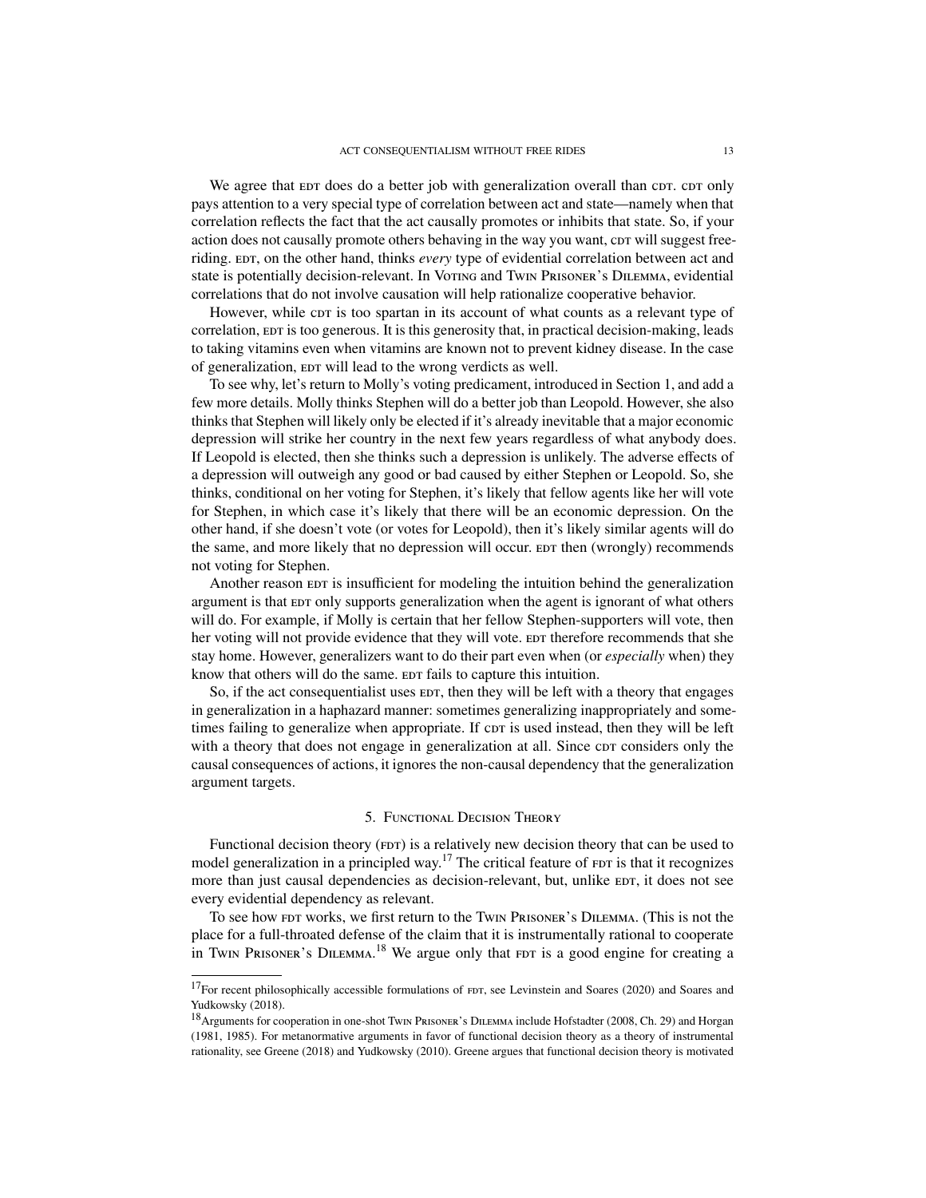We agree that EDT does do a better job with generalization overall than CDT. CDT only pays attention to a very special type of correlation between act and state—namely when that correlation reflects the fact that the act causally promotes or inhibits that state. So, if your action does not causally promote others behaving in the way you want, CDT will suggest free-riding. EDT, on the other hand, thinks *every* type of evidential correlation between act and state is potentially decision-relevant. In VOTING and TWIN PRISONER'S DILEMMA, evidential correlations that do not involve causation will help rationalize cooperative behavior.

However, while CDT is too spartan in its account of what counts as a relevant type of correlation, EDT is too generous. It is this generosity that, in practical decision-making, leads to taking vitamins even when vitamins are known not to prevent kidney disease. In the case of generalization, EDT will lead to the wrong verdicts as well.

To see why, let's return to Molly's voting predicament, introduced in Section 1, and add a few more details. Molly thinks Stephen will do a better job than Leopold. However, she also thinks that Stephen will likely only be elected if it's already inevitable that a major economic depression will strike her country in the next few years regardless of what anybody does. If Leopold is elected, then she thinks such a depression is unlikely. The adverse effects of a depression will outweigh any good or bad caused by either Stephen or Leopold. So, she thinks, conditional on her voting for Stephen, it's likely that fellow agents like her will vote for Stephen, in which case it's likely that there will be an economic depression. On the other hand, if she doesn't vote (or votes for Leopold), then it's likely similar agents will do the same, and more likely that no depression will occur. EDT then (wrongly) recommends not voting for Stephen.

Another reason EDT is insufficient for modeling the intuition behind the generalization argument is that EDT only supports generalization when the agent is ignorant of what others will do. For example, if Molly is certain that her fellow Stephen-supporters will vote, then her voting will not provide evidence that they will vote. EDT therefore recommends that she stay home. However, generalizers want to do their part even when (or *especially* when) they know that others will do the same. EDT fails to capture this intuition.

So, if the act consequentialist uses EDT, then they will be left with a theory that engages in generalization in a haphazard manner: sometimes generalizing inappropriately and sometimes failing to generalize when appropriate. If CDT is used instead, then they will be left with a theory that does not engage in generalization at all. Since CDT considers only the causal consequences of actions, it ignores the non-causal dependency that the generalization argument targets.

## 5. Functional Decision Theory

Functional decision theory (FDT) is a relatively new decision theory that can be used to model generalization in a principled way.[17] The critical feature of FDT is that it recognizes more than just causal dependencies as decision-relevant, but, unlike EDT, it does not see every evidential dependency as relevant.

To see how FDT works, we first return to the TWIN PRISONER'S DILEMMA. (This is not the place for a full-throated defense of the claim that it is instrumentally rational to cooperate in TWIN PRISONER'S DILEMMA.[18] We argue only that FDT is a good engine for creating a

---

[17]For recent philosophically accessible formulations of FDT, see Levinstein and Soares (2020) and Soares and Yudkowsky (2018).

[18]Arguments for cooperation in one-shot TWIN PRISONER'S DILEMMA include Hofstadter (2008, Ch. 29) and Horgan (1981, 1985). For metanormative arguments in favor of functional decision theory as a theory of instrumental rationality, see Greene (2018) and Yudkowsky (2010). Greene argues that functional decision theory is motivated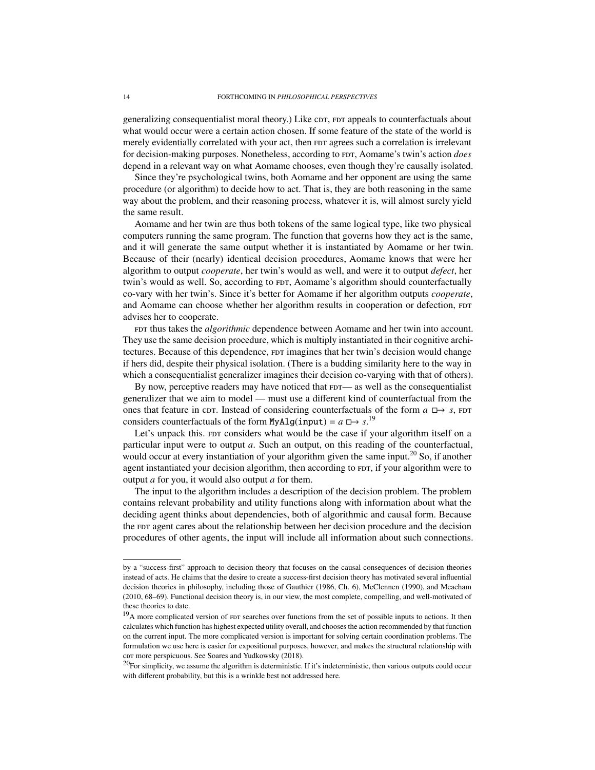generalizing consequentialist moral theory.) Like CDT, FDT appeals to counterfactuals about what would occur were a certain action chosen. If some feature of the state of the world is merely evidentially correlated with your act, then FDT agrees such a correlation is irrelevant for decision-making purposes. Nonetheless, according to FDT, Aomame's twin's action *does* depend in a relevant way on what Aomame chooses, even though they're causally isolated.

Since they're psychological twins, both Aomame and her opponent are using the same procedure (or algorithm) to decide how to act. That is, they are both reasoning in the same way about the problem, and their reasoning process, whatever it is, will almost surely yield the same result.

Aomame and her twin are thus both tokens of the same logical type, like two physical computers running the same program. The function that governs how they act is the same, and it will generate the same output whether it is instantiated by Aomame or her twin. Because of their (nearly) identical decision procedures, Aomame knows that were her algorithm to output *cooperate*, her twin's would as well, and were it to output *defect*, her twin's would as well. So, according to FDT, Aomame's algorithm should counterfactually co-vary with her twin's. Since it's better for Aomame if her algorithm outputs *cooperate*, and Aomame can choose whether her algorithm results in cooperation or defection, FDT advises her to cooperate.

FDT thus takes the *algorithmic* dependence between Aomame and her twin into account. They use the same decision procedure, which is multiply instantiated in their cognitive architectures. Because of this dependence, FDT imagines that her twin's decision would change if hers did, despite their physical isolation. (There is a budding similarity here to the way in which a consequentialist generalizer imagines their decision co-varying with that of others).

By now, perceptive readers may have noticed that FDT— as well as the consequentialist generalizer that we aim to model — must use a different kind of counterfactual from the ones that feature in CDT. Instead of considering counterfactuals of the form $a \mathrel{\Box\!\!\rightarrow} s$, FDT considers counterfactuals of the form $\texttt{MyAlg(input)} = a \mathrel{\Box\!\!\rightarrow} s$.[19]

Let's unpack this. FDT considers what would be the case if your algorithm itself on a particular input were to output $a$. Such an output, on this reading of the counterfactual, would occur at every instantiation of your algorithm given the same input.[20] So, if another agent instantiated your decision algorithm, then according to FDT, if your algorithm were to output $a$ for you, it would also output $a$ for them.

The input to the algorithm includes a description of the decision problem. The problem contains relevant probability and utility functions along with information about what the deciding agent thinks about dependencies, both of algorithmic and causal form. Because the FDT agent cares about the relationship between her decision procedure and the decision procedures of other agents, the input will include all information about such connections.

---

by a "success-first" approach to decision theory that focuses on the causal consequences of decision theories instead of acts. He claims that the desire to create a success-first decision theory has motivated several influential decision theories in philosophy, including those of Gauthier (1986, Ch. 6), McClennen (1990), and Meacham (2010, 68–69). Functional decision theory is, in our view, the most complete, compelling, and well-motivated of these theories to date.

[19] A more complicated version of FDT searches over functions from the set of possible inputs to actions. It then calculates which function has highest expected utility overall, and chooses the action recommended by that function on the current input. The more complicated version is important for solving certain coordination problems. The formulation we use here is easier for expositional purposes, however, and makes the structural relationship with CDT more perspicuous. See Soares and Yudkowsky (2018).

[20] For simplicity, we assume the algorithm is deterministic. If it's indeterministic, then various outputs could occur with different probability, but this is a wrinkle best not addressed here.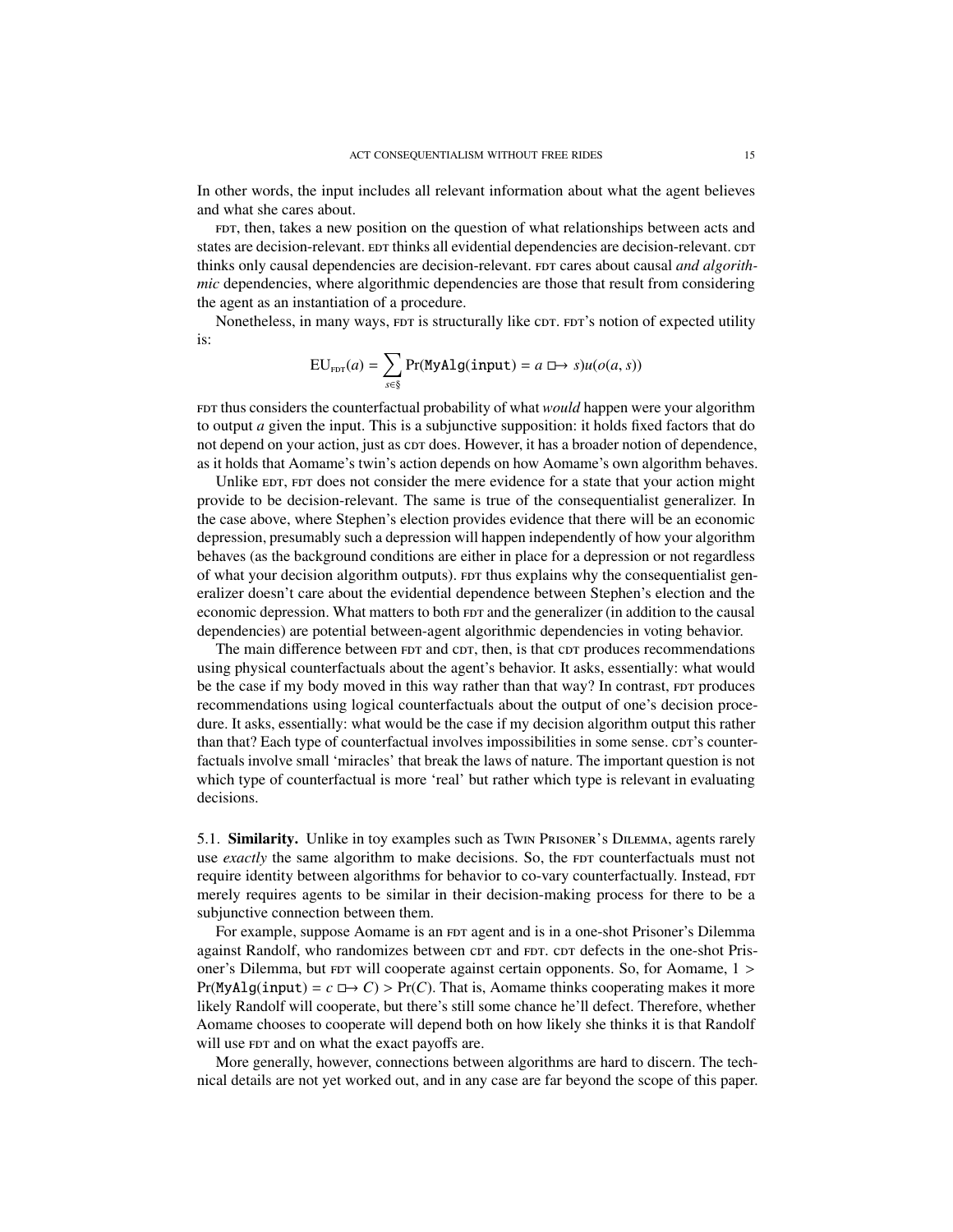In other words, the input includes all relevant information about what the agent believes and what she cares about.

FDT, then, takes a new position on the question of what relationships between acts and states are decision-relevant. EDT thinks all evidential dependencies are decision-relevant. CDT thinks only causal dependencies are decision-relevant. FDT cares about causal *and algorithmic* dependencies, where algorithmic dependencies are those that result from considering the agent as an instantiation of a procedure.

Nonetheless, in many ways, FDT is structurally like CDT. FDT's notion of expected utility is:

$$\text{EU}_{\text{FDT}}(a) = \sum_{s \in \S} \Pr(\texttt{MyAlg(input)} = a \mathrel{\Box\!\!\rightarrow} s) u(o(a, s))$$

FDT thus considers the counterfactual probability of what *would* happen were your algorithm to output $a$ given the input. This is a subjunctive supposition: it holds fixed factors that do not depend on your action, just as CDT does. However, it has a broader notion of dependence, as it holds that Aomame's twin's action depends on how Aomame's own algorithm behaves.

Unlike EDT, FDT does not consider the mere evidence for a state that your action might provide to be decision-relevant. The same is true of the consequentialist generalizer. In the case above, where Stephen's election provides evidence that there will be an economic depression, presumably such a depression will happen independently of how your algorithm behaves (as the background conditions are either in place for a depression or not regardless of what your decision algorithm outputs). FDT thus explains why the consequentialist generalizer doesn't care about the evidential dependence between Stephen's election and the economic depression. What matters to both FDT and the generalizer (in addition to the causal dependencies) are potential between-agent algorithmic dependencies in voting behavior.

The main difference between FDT and CDT, then, is that CDT produces recommendations using physical counterfactuals about the agent's behavior. It asks, essentially: what would be the case if my body moved in this way rather than that way? In contrast, FDT produces recommendations using logical counterfactuals about the output of one's decision procedure. It asks, essentially: what would be the case if my decision algorithm output this rather than that? Each type of counterfactual involves impossibilities in some sense. CDT's counterfactuals involve small 'miracles' that break the laws of nature. The important question is not which type of counterfactual is more 'real' but rather which type is relevant in evaluating decisions.

5.1. **Similarity.** Unlike in toy examples such as Twin Prisoner's Dilemma, agents rarely use *exactly* the same algorithm to make decisions. So, the FDT counterfactuals must not require identity between algorithms for behavior to co-vary counterfactually. Instead, FDT merely requires agents to be similar in their decision-making process for there to be a subjunctive connection between them.

For example, suppose Aomame is an FDT agent and is in a one-shot Prisoner's Dilemma against Randolf, who randomizes between CDT and FDT. CDT defects in the one-shot Prisoner's Dilemma, but FDT will cooperate against certain opponents. So, for Aomame, $1 > \Pr(\texttt{MyAlg(input)} = c \mathrel{\Box\!\!\rightarrow} C) > \Pr(C)$. That is, Aomame thinks cooperating makes it more likely Randolf will cooperate, but there's still some chance he'll defect. Therefore, whether Aomame chooses to cooperate will depend both on how likely she thinks it is that Randolf will use FDT and on what the exact payoffs are.

More generally, however, connections between algorithms are hard to discern. The technical details are not yet worked out, and in any case are far beyond the scope of this paper.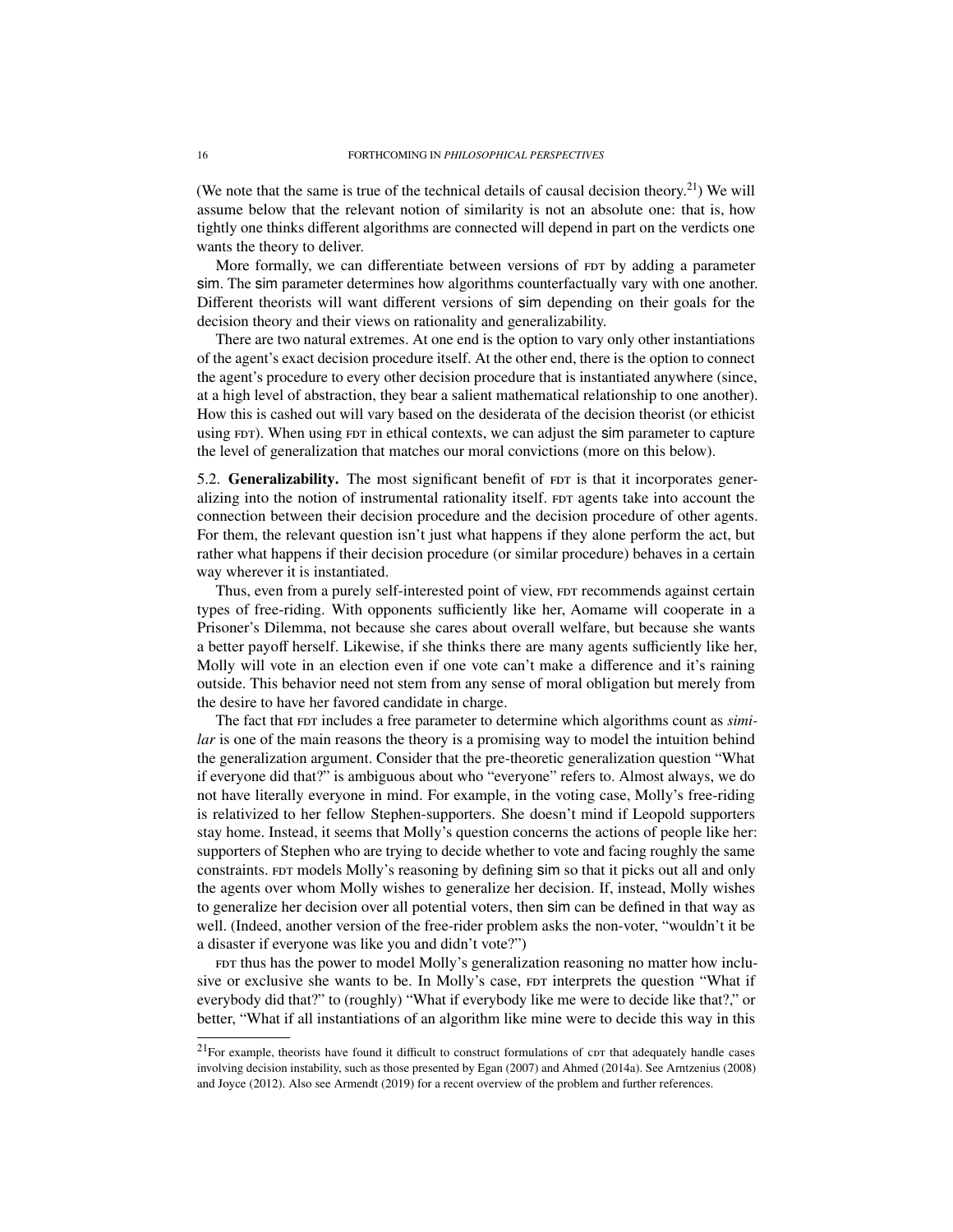(We note that the same is true of the technical details of causal decision theory.[21]) We will assume below that the relevant notion of similarity is not an absolute one: that is, how tightly one thinks different algorithms are connected will depend in part on the verdicts one wants the theory to deliver.

More formally, we can differentiate between versions of FDT by adding a parameter sim. The sim parameter determines how algorithms counterfactually vary with one another. Different theorists will want different versions of sim depending on their goals for the decision theory and their views on rationality and generalizability.

There are two natural extremes. At one end is the option to vary only other instantiations of the agent's exact decision procedure itself. At the other end, there is the option to connect the agent's procedure to every other decision procedure that is instantiated anywhere (since, at a high level of abstraction, they bear a salient mathematical relationship to one another). How this is cashed out will vary based on the desiderata of the decision theorist (or ethicist using FDT). When using FDT in ethical contexts, we can adjust the sim parameter to capture the level of generalization that matches our moral convictions (more on this below).

5.2. **Generalizability.** The most significant benefit of FDT is that it incorporates generalizing into the notion of instrumental rationality itself. FDT agents take into account the connection between their decision procedure and the decision procedure of other agents. For them, the relevant question isn't just what happens if they alone perform the act, but rather what happens if their decision procedure (or similar procedure) behaves in a certain way wherever it is instantiated.

Thus, even from a purely self-interested point of view, FDT recommends against certain types of free-riding. With opponents sufficiently like her, Aomame will cooperate in a Prisoner's Dilemma, not because she cares about overall welfare, but because she wants a better payoff herself. Likewise, if she thinks there are many agents sufficiently like her, Molly will vote in an election even if one vote can't make a difference and it's raining outside. This behavior need not stem from any sense of moral obligation but merely from the desire to have her favored candidate in charge.

The fact that FDT includes a free parameter to determine which algorithms count as *similar* is one of the main reasons the theory is a promising way to model the intuition behind the generalization argument. Consider that the pre-theoretic generalization question "What if everyone did that?" is ambiguous about who "everyone" refers to. Almost always, we do not have literally everyone in mind. For example, in the voting case, Molly's free-riding is relativized to her fellow Stephen-supporters. She doesn't mind if Leopold supporters stay home. Instead, it seems that Molly's question concerns the actions of people like her: supporters of Stephen who are trying to decide whether to vote and facing roughly the same constraints. FDT models Molly's reasoning by defining sim so that it picks out all and only the agents over whom Molly wishes to generalize her decision. If, instead, Molly wishes to generalize her decision over all potential voters, then sim can be defined in that way as well. (Indeed, another version of the free-rider problem asks the non-voter, "wouldn't it be a disaster if everyone was like you and didn't vote?")

FDT thus has the power to model Molly's generalization reasoning no matter how inclusive or exclusive she wants to be. In Molly's case, FDT interprets the question "What if everybody did that?" to (roughly) "What if everybody like me were to decide like that?," or better, "What if all instantiations of an algorithm like mine were to decide this way in this

[21]For example, theorists have found it difficult to construct formulations of CDT that adequately handle cases involving decision instability, such as those presented by Egan (2007) and Ahmed (2014a). See Arntzenius (2008) and Joyce (2012). Also see Armendt (2019) for a recent overview of the problem and further references.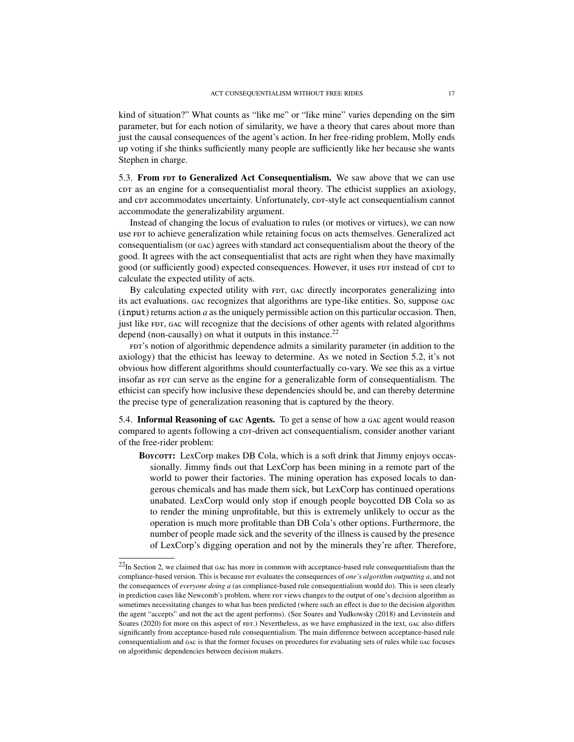kind of situation?" What counts as "like me" or "like mine" varies depending on the sim parameter, but for each notion of similarity, we have a theory that cares about more than just the causal consequences of the agent's action. In her free-riding problem, Molly ends up voting if she thinks sufficiently many people are sufficiently like her because she wants Stephen in charge.

### 5.3. From FDT to Generalized Act Consequentialism.

We saw above that we can use CDT as an engine for a consequentialist moral theory. The ethicist supplies an axiology, and CDT accommodates uncertainty. Unfortunately, CDT-style act consequentialism cannot accommodate the generalizability argument.

Instead of changing the locus of evaluation to rules (or motives or virtues), we can now use FDT to achieve generalization while retaining focus on acts themselves. Generalized act consequentialism (or GAC) agrees with standard act consequentialism about the theory of the good. It agrees with the act consequentialist that acts are right when they have maximally good (or sufficiently good) expected consequences. However, it uses FDT instead of CDT to calculate the expected utility of acts.

By calculating expected utility with FDT, GAC directly incorporates generalizing into its act evaluations. GAC recognizes that algorithms are type-like entities. So, suppose GAC (`input`) returns action *a* as the uniquely permissible action on this particular occasion. Then, just like FDT, GAC will recognize that the decisions of other agents with related algorithms depend (non-causally) on what it outputs in this instance.[22]

FDT's notion of algorithmic dependence admits a similarity parameter (in addition to the axiology) that the ethicist has leeway to determine. As we noted in Section 5.2, it's not obvious how different algorithms should counterfactually co-vary. We see this as a virtue insofar as FDT can serve as the engine for a generalizable form of consequentialism. The ethicist can specify how inclusive these dependencies should be, and can thereby determine the precise type of generalization reasoning that is captured by the theory.

### 5.4. Informal Reasoning of GAC Agents.

To get a sense of how a GAC agent would reason compared to agents following a CDT-driven act consequentialism, consider another variant of the free-rider problem:

**Boycott:** LexCorp makes DB Cola, which is a soft drink that Jimmy enjoys occassionally. Jimmy finds out that LexCorp has been mining in a remote part of the world to power their factories. The mining operation has exposed locals to dangerous chemicals and has made them sick, but LexCorp has continued operations unabated. LexCorp would only stop if enough people boycotted DB Cola so as to render the mining unprofitable, but this is extremely unlikely to occur as the operation is much more profitable than DB Cola's other options. Furthermore, the number of people made sick and the severity of the illness is caused by the presence of LexCorp's digging operation and not by the minerals they're after. Therefore,

[22] In Section 2, we claimed that GAC has more in common with acceptance-based rule consequentialism than the compliance-based version. This is because FDT evaluates the consequences of *one's algorithm outputting a*, and not the consequences of *everyone doing a* (as compliance-based rule consequentialism would do). This is seen clearly in prediction cases like Newcomb's problem, where FDT views changes to the output of one's decision algorithm as sometimes necessitating changes to what has been predicted (where such an effect is due to the decision algorithm the agent "accepts" and not the act the agent performs). (See Soares and Yudkowsky (2018) and Levinstein and Soares (2020) for more on this aspect of FDT.) Nevertheless, as we have emphasized in the text, GAC also differs significantly from acceptance-based rule consequentialism. The main difference between acceptance-based rule consequentialism and GAC is that the former focuses on procedures for evaluating sets of rules while GAC focuses on algorithmic dependencies between decision makers.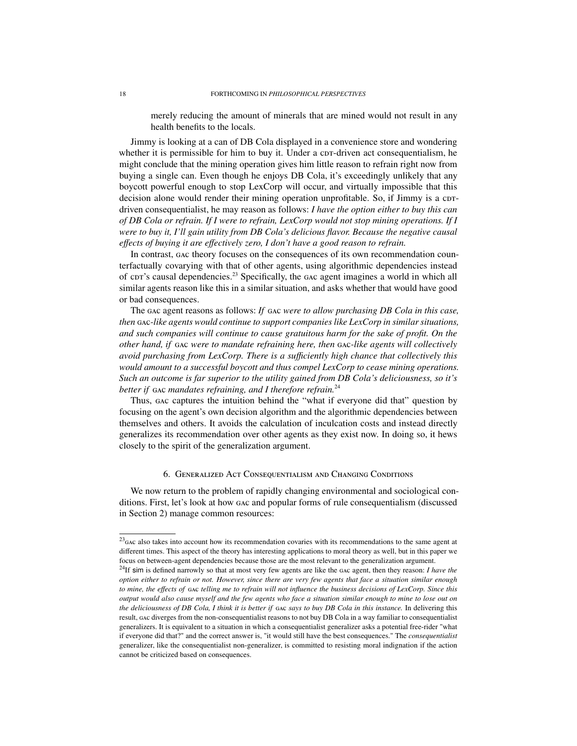merely reducing the amount of minerals that are mined would not result in any health benefits to the locals.

Jimmy is looking at a can of DB Cola displayed in a convenience store and wondering whether it is permissible for him to buy it. Under a CDT-driven act consequentialism, he might conclude that the mining operation gives him little reason to refrain right now from buying a single can. Even though he enjoys DB Cola, it's exceedingly unlikely that any boycott powerful enough to stop LexCorp will occur, and virtually impossible that this decision alone would render their mining operation unprofitable. So, if Jimmy is a CDT-driven consequentialist, he may reason as follows: *I have the option either to buy this can of DB Cola or refrain. If I were to refrain, LexCorp would not stop mining operations. If I were to buy it, I'll gain utility from DB Cola's delicious flavor. Because the negative causal effects of buying it are effectively zero, I don't have a good reason to refrain.*

In contrast, GAC theory focuses on the consequences of its own recommendation counterfactually covarying with that of other agents, using algorithmic dependencies instead of CDT's causal dependencies.[23] Specifically, the GAC agent imagines a world in which all similar agents reason like this in a similar situation, and asks whether that would have good or bad consequences.

The GAC agent reasons as follows: *If* GAC *were to allow purchasing DB Cola in this case, then* GAC*-like agents would continue to support companies like LexCorp in similar situations, and such companies will continue to cause gratuitous harm for the sake of profit. On the other hand, if* GAC *were to mandate refraining here, then* GAC*-like agents will collectively avoid purchasing from LexCorp. There is a sufficiently high chance that collectively this would amount to a successful boycott and thus compel LexCorp to cease mining operations. Such an outcome is far superior to the utility gained from DB Cola's deliciousness, so it's better if* GAC *mandates refraining, and I therefore refrain.*[24]

Thus, GAC captures the intuition behind the "what if everyone did that" question by focusing on the agent's own decision algorithm and the algorithmic dependencies between themselves and others. It avoids the calculation of inculcation costs and instead directly generalizes its recommendation over other agents as they exist now. In doing so, it hews closely to the spirit of the generalization argument.

## 6. Generalized Act Consequentialism and Changing Conditions

We now return to the problem of rapidly changing environmental and sociological conditions. First, let's look at how GAC and popular forms of rule consequentialism (discussed in Section 2) manage common resources:

---

[23] GAC also takes into account how its recommendation covaries with its recommendations to the same agent at different times. This aspect of the theory has interesting applications to moral theory as well, but in this paper we focus on between-agent dependencies because those are the most relevant to the generalization argument.

[24] If sim is defined narrowly so that at most very few agents are like the GAC agent, then they reason: *I have the option either to refrain or not. However, since there are very few agents that face a situation similar enough to mine, the effects of* GAC *telling me to refrain will not influence the business decisions of LexCorp. Since this output would also cause myself and the few agents who face a situation similar enough to mine to lose out on the deliciousness of DB Cola, I think it is better if* GAC *says to buy DB Cola in this instance.* In delivering this result, GAC diverges from the non-consequentialist reasons to not buy DB Cola in a way familiar to consequentialist generalizers. It is equivalent to a situation in which a consequentialist generalizer asks a potential free-rider "what if everyone did that?" and the correct answer is, "it would still have the best consequences." The *consequentialist* generalizer, like the consequentialist non-generalizer, is committed to resisting moral indignation if the action cannot be criticized based on consequences.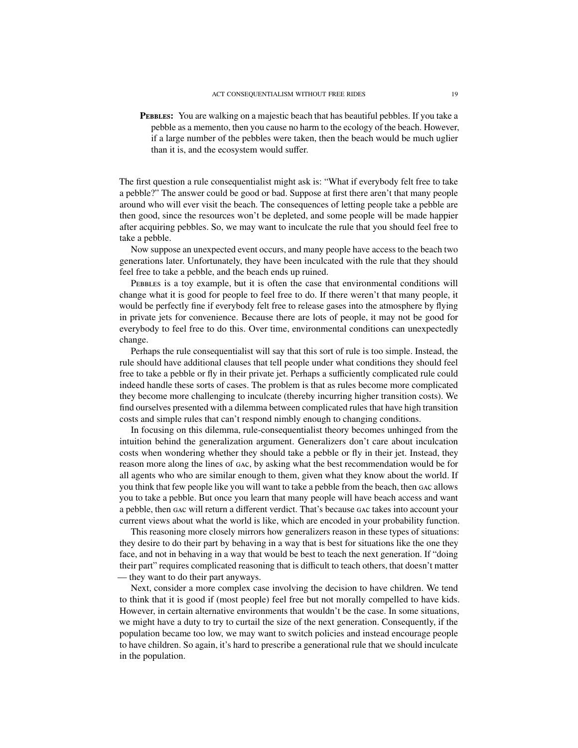> **Pebbles:** You are walking on a majestic beach that has beautiful pebbles. If you take a pebble as a memento, then you cause no harm to the ecology of the beach. However, if a large number of the pebbles were taken, then the beach would be much uglier than it is, and the ecosystem would suffer.

The first question a rule consequentialist might ask is: "What if everybody felt free to take a pebble?" The answer could be good or bad. Suppose at first there aren't that many people around who will ever visit the beach. The consequences of letting people take a pebble are then good, since the resources won't be depleted, and some people will be made happier after acquiring pebbles. So, we may want to inculcate the rule that you should feel free to take a pebble.

Now suppose an unexpected event occurs, and many people have access to the beach two generations later. Unfortunately, they have been inculcated with the rule that they should feel free to take a pebble, and the beach ends up ruined.

Pebbles is a toy example, but it is often the case that environmental conditions will change what it is good for people to feel free to do. If there weren't that many people, it would be perfectly fine if everybody felt free to release gases into the atmosphere by flying in private jets for convenience. Because there are lots of people, it may not be good for everybody to feel free to do this. Over time, environmental conditions can unexpectedly change.

Perhaps the rule consequentialist will say that this sort of rule is too simple. Instead, the rule should have additional clauses that tell people under what conditions they should feel free to take a pebble or fly in their private jet. Perhaps a sufficiently complicated rule could indeed handle these sorts of cases. The problem is that as rules become more complicated they become more challenging to inculcate (thereby incurring higher transition costs). We find ourselves presented with a dilemma between complicated rules that have high transition costs and simple rules that can't respond nimbly enough to changing conditions.

In focusing on this dilemma, rule-consequentialist theory becomes unhinged from the intuition behind the generalization argument. Generalizers don't care about inculcation costs when wondering whether they should take a pebble or fly in their jet. Instead, they reason more along the lines of gac, by asking what the best recommendation would be for all agents who who are similar enough to them, given what they know about the world. If you think that few people like you will want to take a pebble from the beach, then gac allows you to take a pebble. But once you learn that many people will have beach access and want a pebble, then gac will return a different verdict. That's because gac takes into account your current views about what the world is like, which are encoded in your probability function.

This reasoning more closely mirrors how generalizers reason in these types of situations: they desire to do their part by behaving in a way that is best for situations like the one they face, and not in behaving in a way that would be best to teach the next generation. If "doing their part" requires complicated reasoning that is difficult to teach others, that doesn't matter — they want to do their part anyways.

Next, consider a more complex case involving the decision to have children. We tend to think that it is good if (most people) feel free but not morally compelled to have kids. However, in certain alternative environments that wouldn't be the case. In some situations, we might have a duty to try to curtail the size of the next generation. Consequently, if the population became too low, we may want to switch policies and instead encourage people to have children. So again, it's hard to prescribe a generational rule that we should inculcate in the population.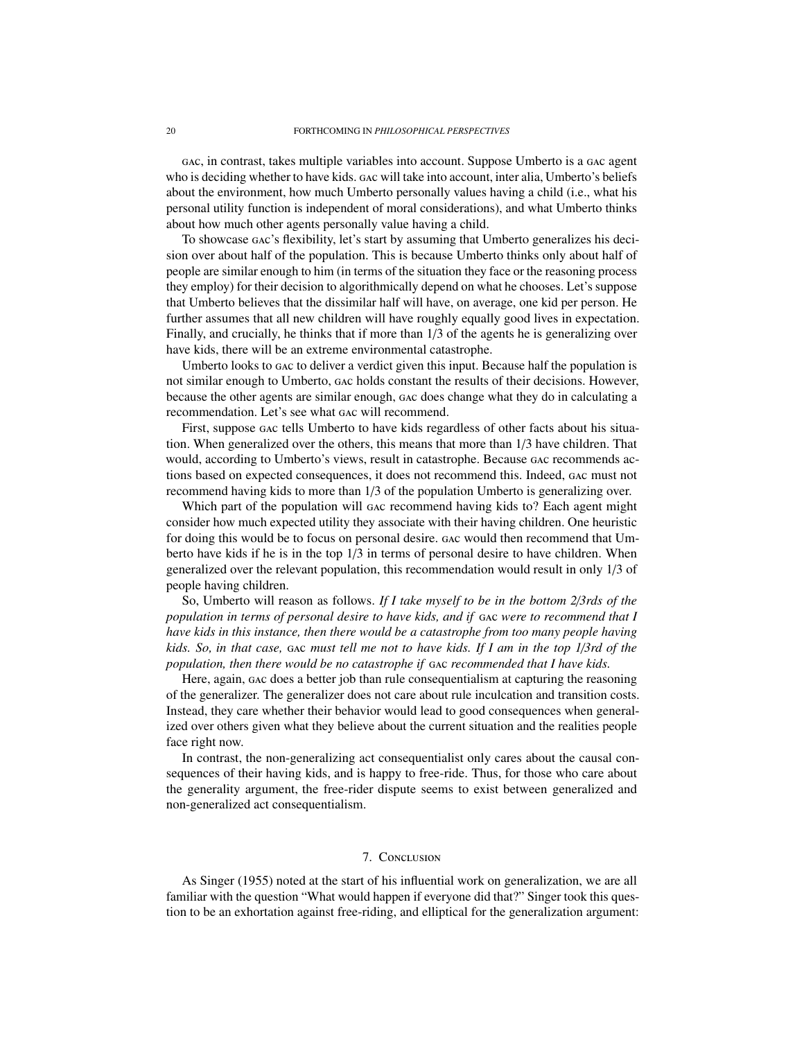GAC, in contrast, takes multiple variables into account. Suppose Umberto is a GAC agent who is deciding whether to have kids. GAC will take into account, inter alia, Umberto's beliefs about the environment, how much Umberto personally values having a child (i.e., what his personal utility function is independent of moral considerations), and what Umberto thinks about how much other agents personally value having a child.

To showcase GAC's flexibility, let's start by assuming that Umberto generalizes his decision over about half of the population. This is because Umberto thinks only about half of people are similar enough to him (in terms of the situation they face or the reasoning process they employ) for their decision to algorithmically depend on what he chooses. Let's suppose that Umberto believes that the dissimilar half will have, on average, one kid per person. He further assumes that all new children will have roughly equally good lives in expectation. Finally, and crucially, he thinks that if more than 1/3 of the agents he is generalizing over have kids, there will be an extreme environmental catastrophe.

Umberto looks to GAC to deliver a verdict given this input. Because half the population is not similar enough to Umberto, GAC holds constant the results of their decisions. However, because the other agents are similar enough, GAC does change what they do in calculating a recommendation. Let's see what GAC will recommend.

First, suppose GAC tells Umberto to have kids regardless of other facts about his situation. When generalized over the others, this means that more than 1/3 have children. That would, according to Umberto's views, result in catastrophe. Because GAC recommends actions based on expected consequences, it does not recommend this. Indeed, GAC must not recommend having kids to more than 1/3 of the population Umberto is generalizing over.

Which part of the population will GAC recommend having kids to? Each agent might consider how much expected utility they associate with their having children. One heuristic for doing this would be to focus on personal desire. GAC would then recommend that Umberto have kids if he is in the top 1/3 in terms of personal desire to have children. When generalized over the relevant population, this recommendation would result in only 1/3 of people having children.

So, Umberto will reason as follows. *If I take myself to be in the bottom 2/3rds of the population in terms of personal desire to have kids, and if* GAC *were to recommend that I have kids in this instance, then there would be a catastrophe from too many people having kids. So, in that case,* GAC *must tell me not to have kids. If I am in the top 1/3rd of the population, then there would be no catastrophe if* GAC *recommended that I have kids.*

Here, again, GAC does a better job than rule consequentialism at capturing the reasoning of the generalizer. The generalizer does not care about rule inculcation and transition costs. Instead, they care whether their behavior would lead to good consequences when generalized over others given what they believe about the current situation and the realities people face right now.

In contrast, the non-generalizing act consequentialist only cares about the causal consequences of their having kids, and is happy to free-ride. Thus, for those who care about the generality argument, the free-rider dispute seems to exist between generalized and non-generalized act consequentialism.

## 7. Conclusion

As Singer (1955) noted at the start of his influential work on generalization, we are all familiar with the question "What would happen if everyone did that?" Singer took this question to be an exhortation against free-riding, and elliptical for the generalization argument: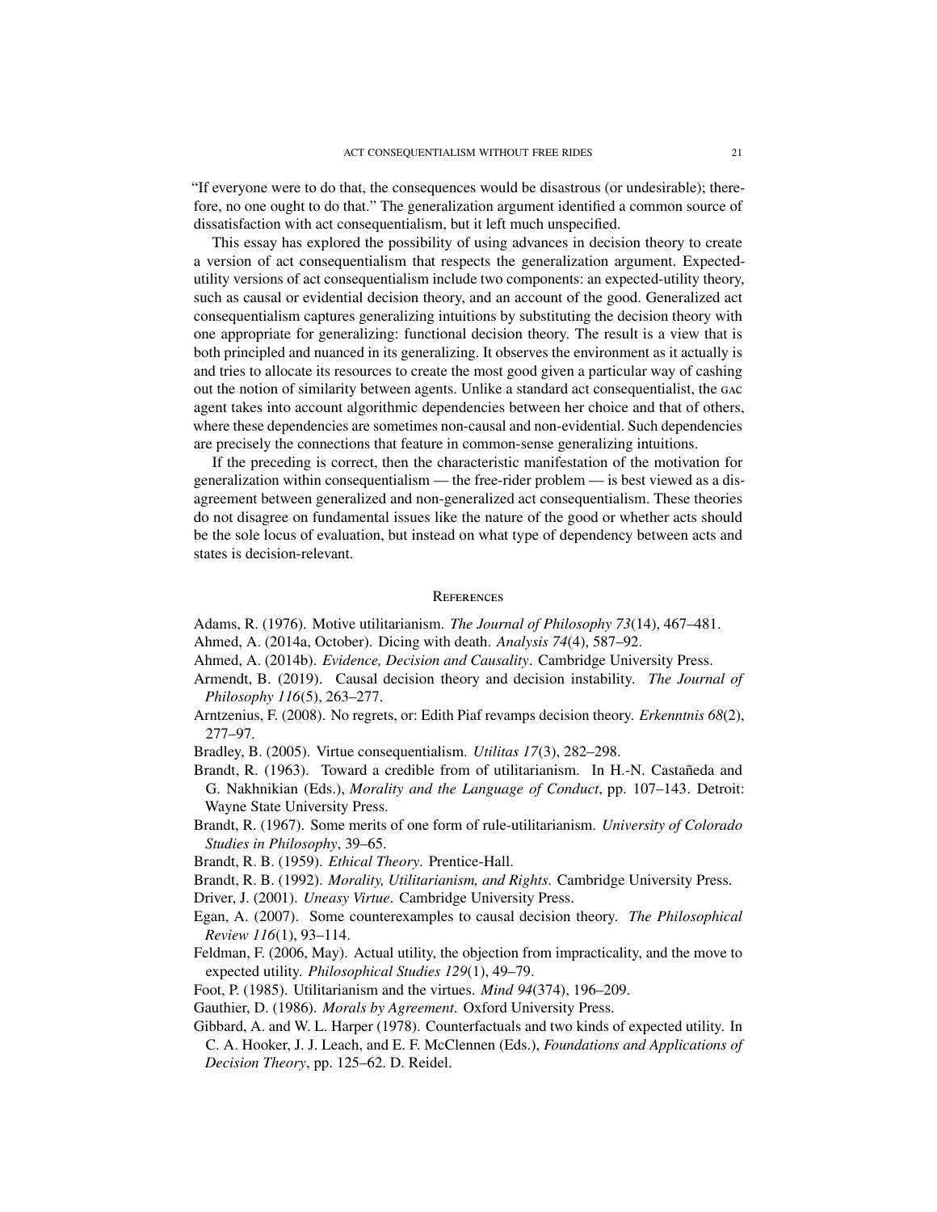"If everyone were to do that, the consequences would be disastrous (or undesirable); therefore, no one ought to do that." The generalization argument identified a common source of dissatisfaction with act consequentialism, but it left much unspecified.

This essay has explored the possibility of using advances in decision theory to create a version of act consequentialism that respects the generalization argument. Expected-utility versions of act consequentialism include two components: an expected-utility theory, such as causal or evidential decision theory, and an account of the good. Generalized act consequentialism captures generalizing intuitions by substituting the decision theory with one appropriate for generalizing: functional decision theory. The result is a view that is both principled and nuanced in its generalizing. It observes the environment as it actually is and tries to allocate its resources to create the most good given a particular way of cashing out the notion of similarity between agents. Unlike a standard act consequentialist, the GAC agent takes into account algorithmic dependencies between her choice and that of others, where these dependencies are sometimes non-causal and non-evidential. Such dependencies are precisely the connections that feature in common-sense generalizing intuitions.

If the preceding is correct, then the characteristic manifestation of the motivation for generalization within consequentialism — the free-rider problem — is best viewed as a disagreement between generalized and non-generalized act consequentialism. These theories do not disagree on fundamental issues like the nature of the good or whether acts should be the sole locus of evaluation, but instead on what type of dependency between acts and states is decision-relevant.

## References

Adams, R. (1976). Motive utilitarianism. *The Journal of Philosophy 73*(14), 467–481.

Ahmed, A. (2014a, October). Dicing with death. *Analysis 74*(4), 587–92.

Ahmed, A. (2014b). *Evidence, Decision and Causality*. Cambridge University Press.

Armendt, B. (2019). Causal decision theory and decision instability. *The Journal of Philosophy 116*(5), 263–277.

Arntzenius, F. (2008). No regrets, or: Edith Piaf revamps decision theory. *Erkenntnis 68*(2), 277–97.

Bradley, B. (2005). Virtue consequentialism. *Utilitas 17*(3), 282–298.

Brandt, R. (1963). Toward a credible from of utilitarianism. In H.-N. Castañeda and G. Nakhnikian (Eds.), *Morality and the Language of Conduct*, pp. 107–143. Detroit: Wayne State University Press.

Brandt, R. (1967). Some merits of one form of rule-utilitarianism. *University of Colorado Studies in Philosophy*, 39–65.

Brandt, R. B. (1959). *Ethical Theory*. Prentice-Hall.

Brandt, R. B. (1992). *Morality, Utilitarianism, and Rights*. Cambridge University Press.

Driver, J. (2001). *Uneasy Virtue*. Cambridge University Press.

Egan, A. (2007). Some counterexamples to causal decision theory. *The Philosophical Review 116*(1), 93–114.

Feldman, F. (2006, May). Actual utility, the objection from impracticality, and the move to expected utility. *Philosophical Studies 129*(1), 49–79.

Foot, P. (1985). Utilitarianism and the virtues. *Mind 94*(374), 196–209.

Gauthier, D. (1986). *Morals by Agreement*. Oxford University Press.

Gibbard, A. and W. L. Harper (1978). Counterfactuals and two kinds of expected utility. In C. A. Hooker, J. J. Leach, and E. F. McClennen (Eds.), *Foundations and Applications of Decision Theory*, pp. 125–62. D. Reidel.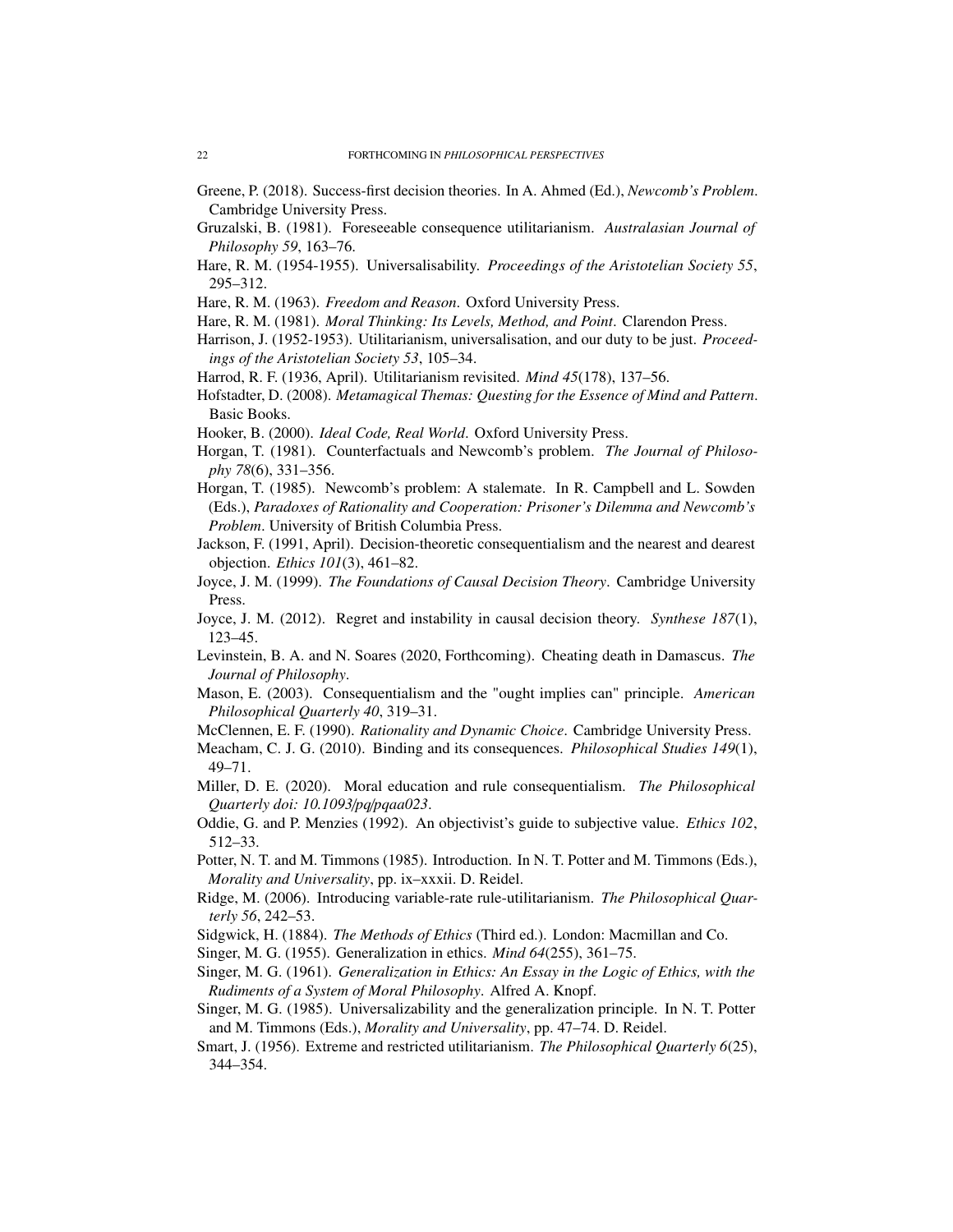Greene, P. (2018). Success-first decision theories. In A. Ahmed (Ed.), *Newcomb's Problem*. Cambridge University Press.

Gruzalski, B. (1981). Foreseeable consequence utilitarianism. *Australasian Journal of Philosophy 59*, 163–76.

Hare, R. M. (1954-1955). Universalisability. *Proceedings of the Aristotelian Society 55*, 295–312.

Hare, R. M. (1963). *Freedom and Reason*. Oxford University Press.

Hare, R. M. (1981). *Moral Thinking: Its Levels, Method, and Point*. Clarendon Press.

Harrison, J. (1952-1953). Utilitarianism, universalisation, and our duty to be just. *Proceedings of the Aristotelian Society 53*, 105–34.

Harrod, R. F. (1936, April). Utilitarianism revisited. *Mind 45*(178), 137–56.

Hofstadter, D. (2008). *Metamagical Themas: Questing for the Essence of Mind and Pattern*. Basic Books.

Hooker, B. (2000). *Ideal Code, Real World*. Oxford University Press.

Horgan, T. (1981). Counterfactuals and Newcomb's problem. *The Journal of Philosophy 78*(6), 331–356.

Horgan, T. (1985). Newcomb's problem: A stalemate. In R. Campbell and L. Sowden (Eds.), *Paradoxes of Rationality and Cooperation: Prisoner's Dilemma and Newcomb's Problem*. University of British Columbia Press.

Jackson, F. (1991, April). Decision-theoretic consequentialism and the nearest and dearest objection. *Ethics 101*(3), 461–82.

Joyce, J. M. (1999). *The Foundations of Causal Decision Theory*. Cambridge University Press.

Joyce, J. M. (2012). Regret and instability in causal decision theory. *Synthese 187*(1), 123–45.

Levinstein, B. A. and N. Soares (2020, Forthcoming). Cheating death in Damascus. *The Journal of Philosophy*.

Mason, E. (2003). Consequentialism and the "ought implies can" principle. *American Philosophical Quarterly 40*, 319–31.

McClennen, E. F. (1990). *Rationality and Dynamic Choice*. Cambridge University Press.

Meacham, C. J. G. (2010). Binding and its consequences. *Philosophical Studies 149*(1), 49–71.

Miller, D. E. (2020). Moral education and rule consequentialism. *The Philosophical Quarterly doi: 10.1093/pq/pqaa023*.

Oddie, G. and P. Menzies (1992). An objectivist's guide to subjective value. *Ethics 102*, 512–33.

Potter, N. T. and M. Timmons (1985). Introduction. In N. T. Potter and M. Timmons (Eds.), *Morality and Universality*, pp. ix–xxxii. D. Reidel.

Ridge, M. (2006). Introducing variable-rate rule-utilitarianism. *The Philosophical Quarterly 56*, 242–53.

Sidgwick, H. (1884). *The Methods of Ethics* (Third ed.). London: Macmillan and Co.

Singer, M. G. (1955). Generalization in ethics. *Mind 64*(255), 361–75.

Singer, M. G. (1961). *Generalization in Ethics: An Essay in the Logic of Ethics, with the Rudiments of a System of Moral Philosophy*. Alfred A. Knopf.

Singer, M. G. (1985). Universalizability and the generalization principle. In N. T. Potter and M. Timmons (Eds.), *Morality and Universality*, pp. 47–74. D. Reidel.

Smart, J. (1956). Extreme and restricted utilitarianism. *The Philosophical Quarterly 6*(25), 344–354.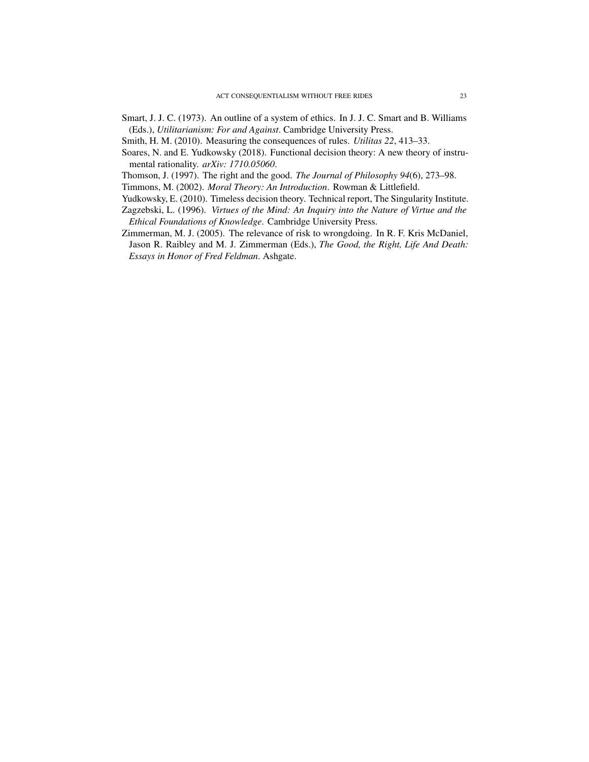Smart, J. J. C. (1973). An outline of a system of ethics. In J. J. C. Smart and B. Williams (Eds.), *Utilitarianism: For and Against*. Cambridge University Press.

Smith, H. M. (2010). Measuring the consequences of rules. *Utilitas 22*, 413–33.

Soares, N. and E. Yudkowsky (2018). Functional decision theory: A new theory of instrumental rationality. *arXiv: 1710.05060*.

Thomson, J. (1997). The right and the good. *The Journal of Philosophy 94*(6), 273–98.

Timmons, M. (2002). *Moral Theory: An Introduction*. Rowman & Littlefield.

Yudkowsky, E. (2010). Timeless decision theory. Technical report, The Singularity Institute.

Zagzebski, L. (1996). *Virtues of the Mind: An Inquiry into the Nature of Virtue and the Ethical Foundations of Knowledge*. Cambridge University Press.

Zimmerman, M. J. (2005). The relevance of risk to wrongdoing. In R. F. Kris McDaniel, Jason R. Raibley and M. J. Zimmerman (Eds.), *The Good, the Right, Life And Death: Essays in Honor of Fred Feldman*. Ashgate.